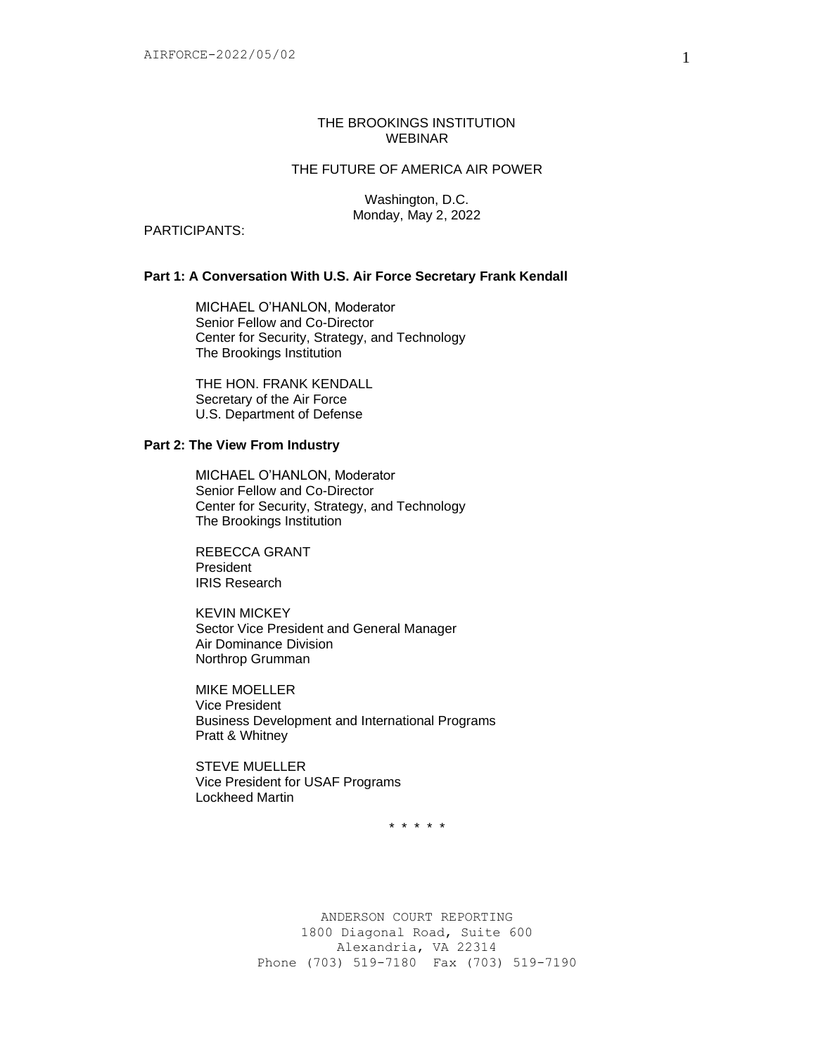THE BROOKINGS INSTITUTION
WEBINAR

THE FUTURE OF AMERICA AIR POWER

Washington, D.C.
Monday, May 2, 2022

PARTICIPANTS:

**Part 1: A Conversation With U.S. Air Force Secretary Frank Kendall**

MICHAEL O'HANLON, Moderator
Senior Fellow and Co-Director
Center for Security, Strategy, and Technology
The Brookings Institution

THE HON. FRANK KENDALL
Secretary of the Air Force
U.S. Department of Defense

**Part 2: The View From Industry**

MICHAEL O'HANLON, Moderator
Senior Fellow and Co-Director
Center for Security, Strategy, and Technology
The Brookings Institution

REBECCA GRANT
President
IRIS Research

KEVIN MICKEY
Sector Vice President and General Manager
Air Dominance Division
Northrop Grumman

MIKE MOELLER
Vice President
Business Development and International Programs
Pratt & Whitney

STEVE MUELLER
Vice President for USAF Programs
Lockheed Martin

\* \* \* \* \*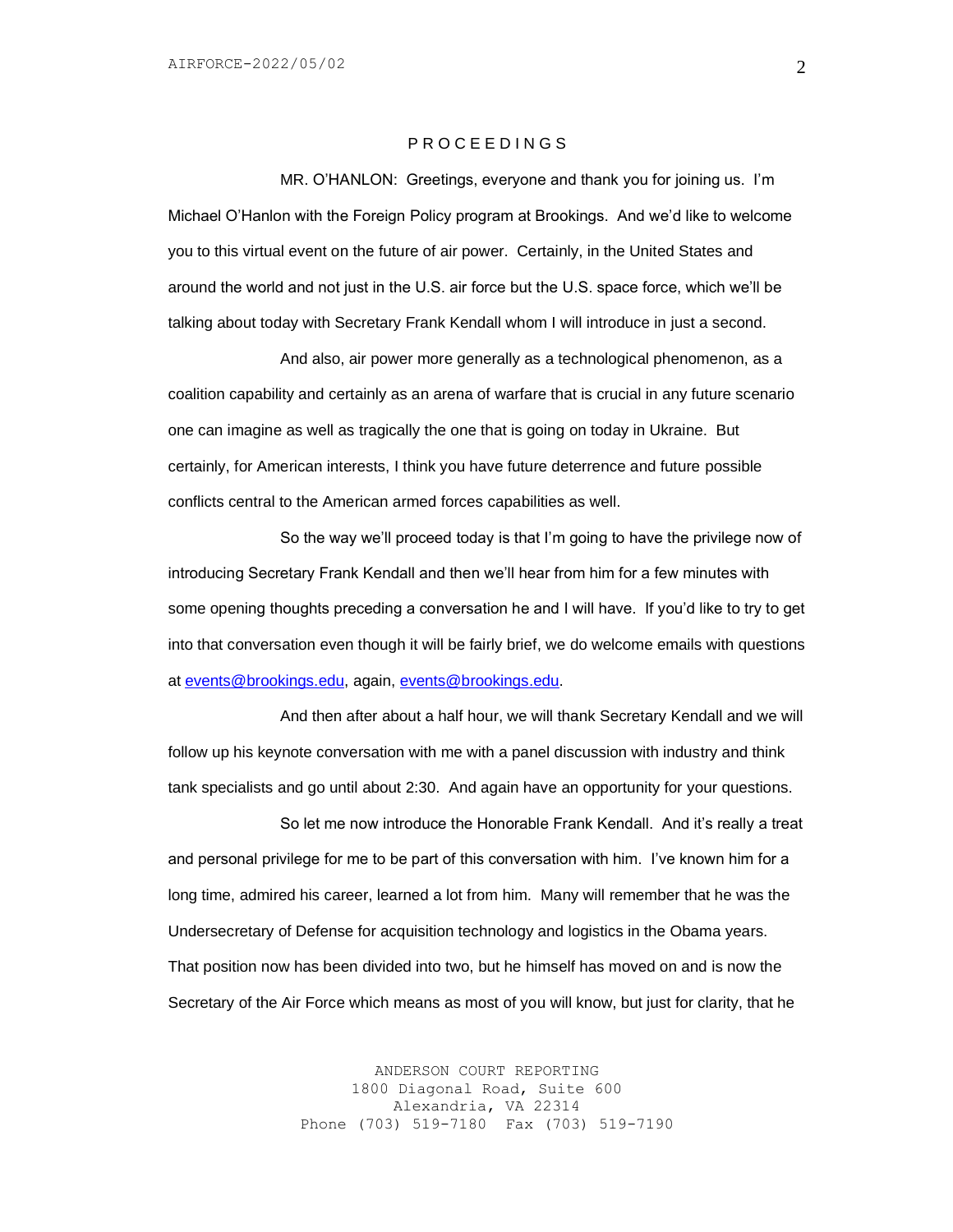P R O C E E D I N G S

MR. O'HANLON: Greetings, everyone and thank you for joining us. I'm Michael O'Hanlon with the Foreign Policy program at Brookings. And we'd like to welcome you to this virtual event on the future of air power. Certainly, in the United States and around the world and not just in the U.S. air force but the U.S. space force, which we'll be talking about today with Secretary Frank Kendall whom I will introduce in just a second.

And also, air power more generally as a technological phenomenon, as a coalition capability and certainly as an arena of warfare that is crucial in any future scenario one can imagine as well as tragically the one that is going on today in Ukraine. But certainly, for American interests, I think you have future deterrence and future possible conflicts central to the American armed forces capabilities as well.

So the way we'll proceed today is that I'm going to have the privilege now of introducing Secretary Frank Kendall and then we'll hear from him for a few minutes with some opening thoughts preceding a conversation he and I will have. If you'd like to try to get into that conversation even though it will be fairly brief, we do welcome emails with questions at events@brookings.edu, again, events@brookings.edu.

And then after about a half hour, we will thank Secretary Kendall and we will follow up his keynote conversation with me with a panel discussion with industry and think tank specialists and go until about 2:30. And again have an opportunity for your questions.

So let me now introduce the Honorable Frank Kendall. And it's really a treat and personal privilege for me to be part of this conversation with him. I've known him for a long time, admired his career, learned a lot from him. Many will remember that he was the Undersecretary of Defense for acquisition technology and logistics in the Obama years. That position now has been divided into two, but he himself has moved on and is now the Secretary of the Air Force which means as most of you will know, but just for clarity, that he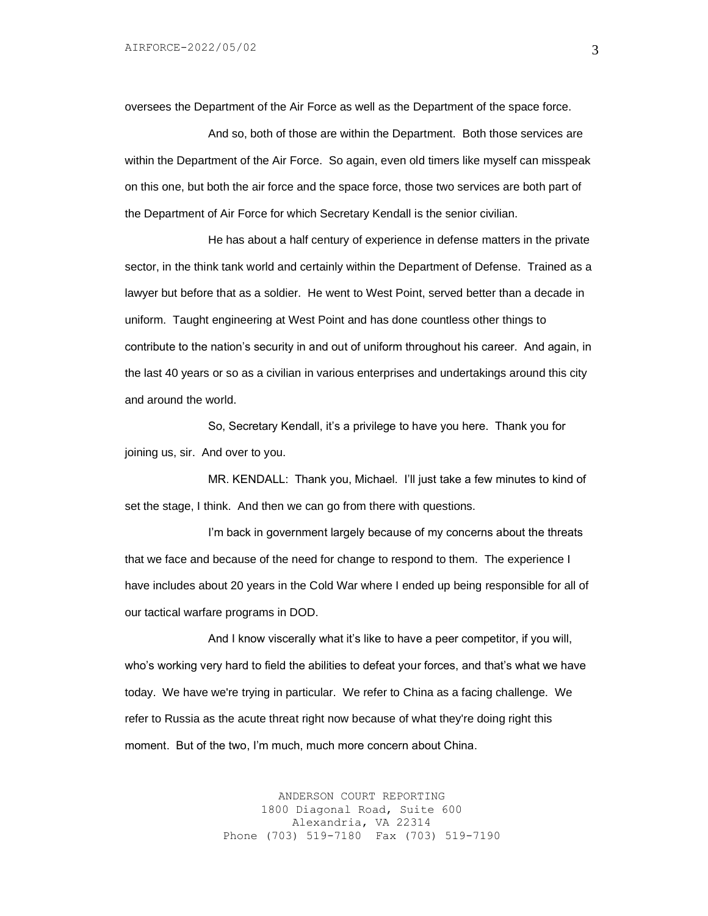oversees the Department of the Air Force as well as the Department of the space force.

And so, both of those are within the Department. Both those services are within the Department of the Air Force. So again, even old timers like myself can misspeak on this one, but both the air force and the space force, those two services are both part of the Department of Air Force for which Secretary Kendall is the senior civilian.

He has about a half century of experience in defense matters in the private sector, in the think tank world and certainly within the Department of Defense. Trained as a lawyer but before that as a soldier. He went to West Point, served better than a decade in uniform. Taught engineering at West Point and has done countless other things to contribute to the nation's security in and out of uniform throughout his career. And again, in the last 40 years or so as a civilian in various enterprises and undertakings around this city and around the world.

So, Secretary Kendall, it's a privilege to have you here. Thank you for joining us, sir. And over to you.

MR. KENDALL: Thank you, Michael. I'll just take a few minutes to kind of set the stage, I think. And then we can go from there with questions.

I'm back in government largely because of my concerns about the threats that we face and because of the need for change to respond to them. The experience I have includes about 20 years in the Cold War where I ended up being responsible for all of our tactical warfare programs in DOD.

And I know viscerally what it's like to have a peer competitor, if you will, who's working very hard to field the abilities to defeat your forces, and that's what we have today. We have we're trying in particular. We refer to China as a facing challenge. We refer to Russia as the acute threat right now because of what they're doing right this moment. But of the two, I'm much, much more concern about China.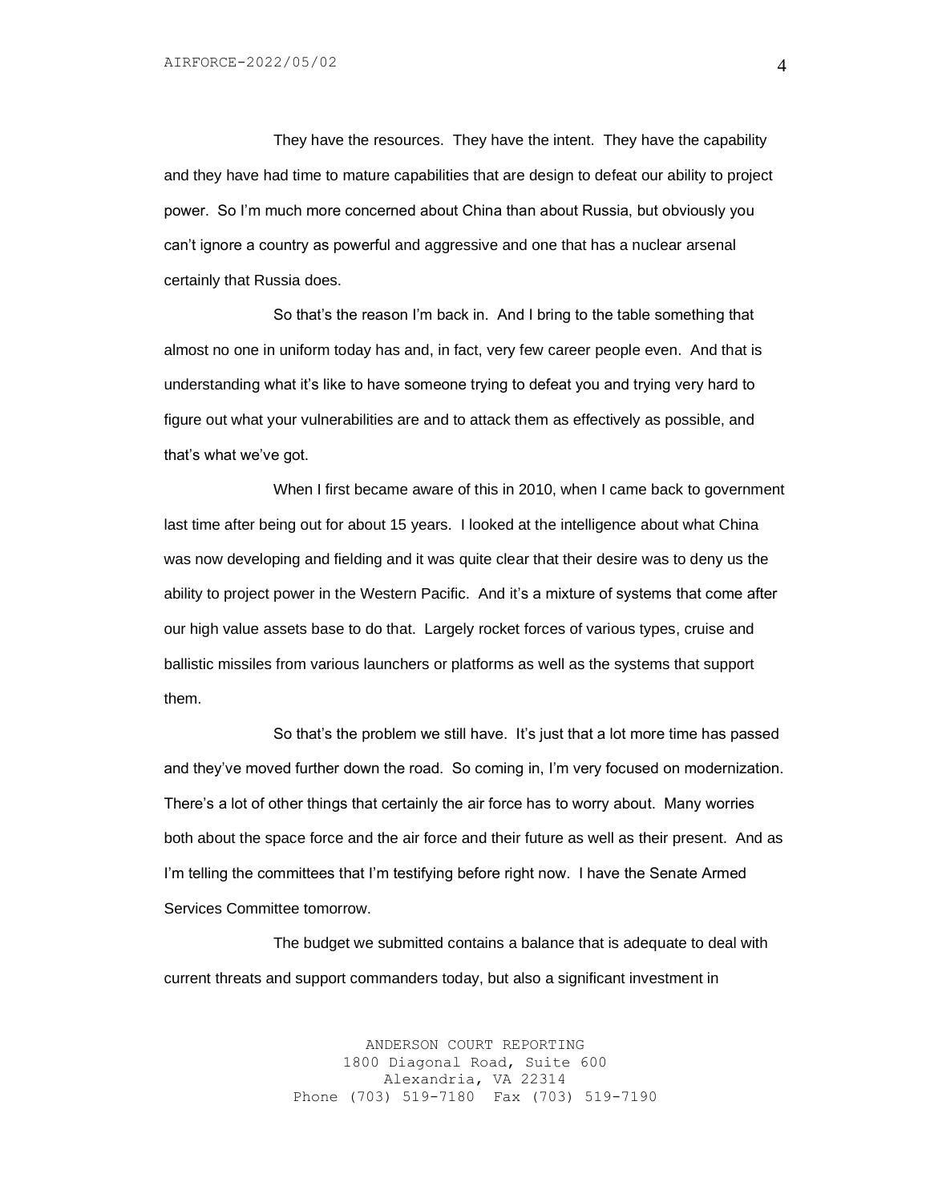They have the resources. They have the intent. They have the capability and they have had time to mature capabilities that are design to defeat our ability to project power. So I'm much more concerned about China than about Russia, but obviously you can't ignore a country as powerful and aggressive and one that has a nuclear arsenal certainly that Russia does.

So that's the reason I'm back in. And I bring to the table something that almost no one in uniform today has and, in fact, very few career people even. And that is understanding what it's like to have someone trying to defeat you and trying very hard to figure out what your vulnerabilities are and to attack them as effectively as possible, and that's what we've got.

When I first became aware of this in 2010, when I came back to government last time after being out for about 15 years. I looked at the intelligence about what China was now developing and fielding and it was quite clear that their desire was to deny us the ability to project power in the Western Pacific. And it's a mixture of systems that come after our high value assets base to do that. Largely rocket forces of various types, cruise and ballistic missiles from various launchers or platforms as well as the systems that support them.

So that's the problem we still have. It's just that a lot more time has passed and they've moved further down the road. So coming in, I'm very focused on modernization. There's a lot of other things that certainly the air force has to worry about. Many worries both about the space force and the air force and their future as well as their present. And as I'm telling the committees that I'm testifying before right now. I have the Senate Armed Services Committee tomorrow.

The budget we submitted contains a balance that is adequate to deal with current threats and support commanders today, but also a significant investment in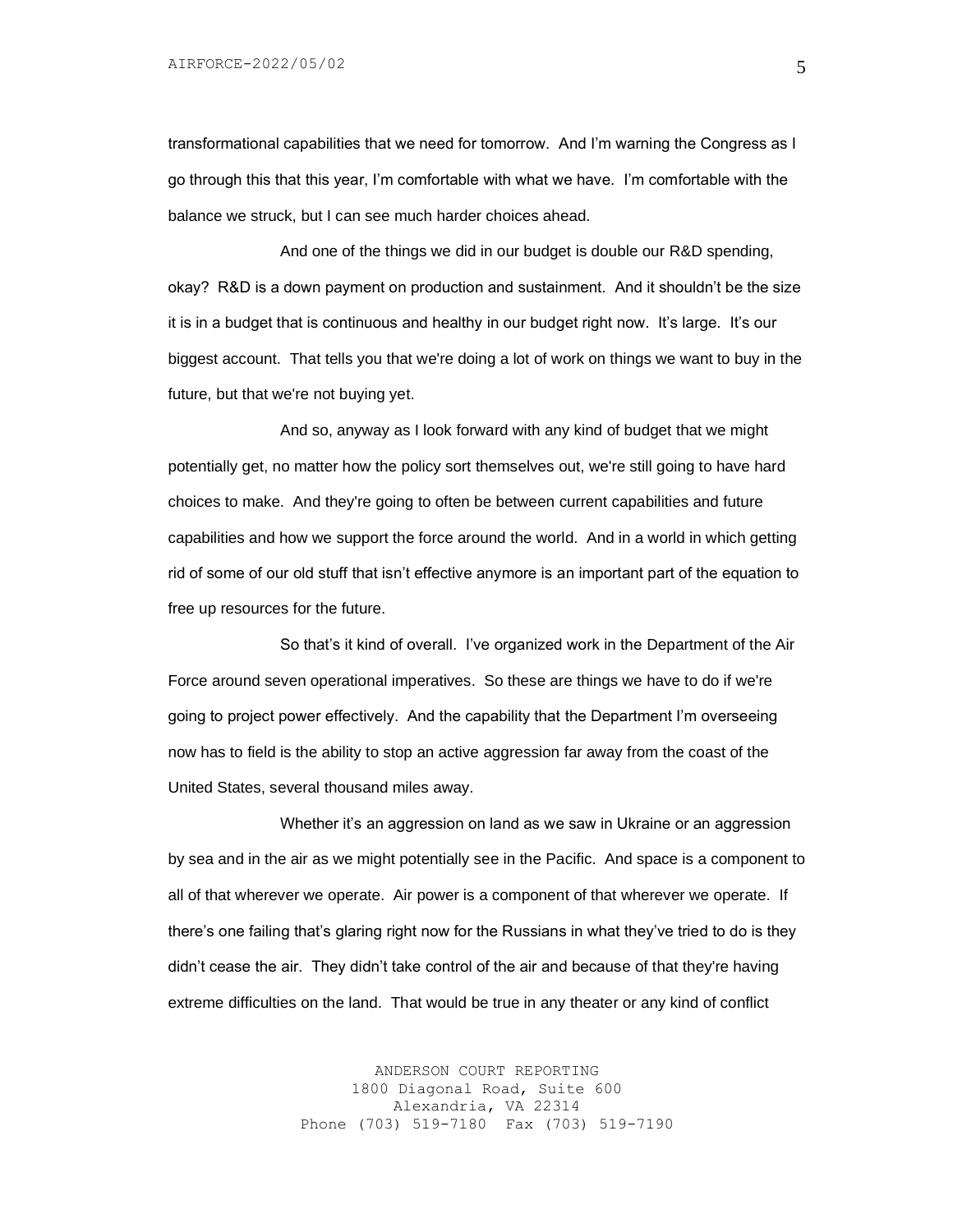transformational capabilities that we need for tomorrow. And I'm warning the Congress as I go through this that this year, I'm comfortable with what we have. I'm comfortable with the balance we struck, but I can see much harder choices ahead.

And one of the things we did in our budget is double our R&D spending, okay? R&D is a down payment on production and sustainment. And it shouldn't be the size it is in a budget that is continuous and healthy in our budget right now. It's large. It's our biggest account. That tells you that we're doing a lot of work on things we want to buy in the future, but that we're not buying yet.

And so, anyway as I look forward with any kind of budget that we might potentially get, no matter how the policy sort themselves out, we're still going to have hard choices to make. And they're going to often be between current capabilities and future capabilities and how we support the force around the world. And in a world in which getting rid of some of our old stuff that isn't effective anymore is an important part of the equation to free up resources for the future.

So that's it kind of overall. I've organized work in the Department of the Air Force around seven operational imperatives. So these are things we have to do if we're going to project power effectively. And the capability that the Department I'm overseeing now has to field is the ability to stop an active aggression far away from the coast of the United States, several thousand miles away.

Whether it's an aggression on land as we saw in Ukraine or an aggression by sea and in the air as we might potentially see in the Pacific. And space is a component to all of that wherever we operate. Air power is a component of that wherever we operate. If there's one failing that's glaring right now for the Russians in what they've tried to do is they didn't cease the air. They didn't take control of the air and because of that they're having extreme difficulties on the land. That would be true in any theater or any kind of conflict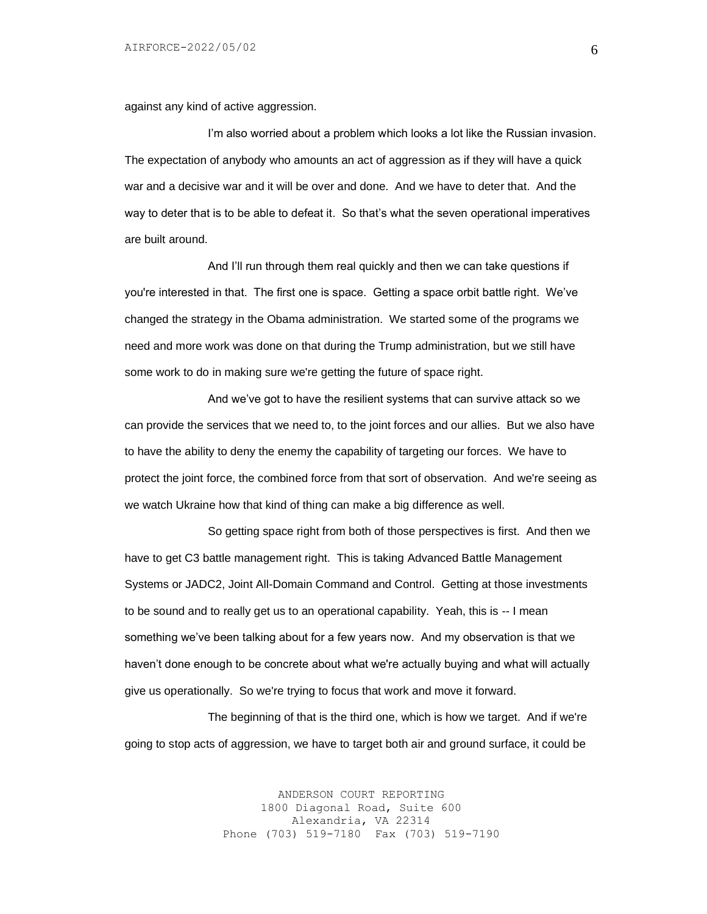against any kind of active aggression.

I'm also worried about a problem which looks a lot like the Russian invasion. The expectation of anybody who amounts an act of aggression as if they will have a quick war and a decisive war and it will be over and done. And we have to deter that. And the way to deter that is to be able to defeat it. So that's what the seven operational imperatives are built around.

And I'll run through them real quickly and then we can take questions if you're interested in that. The first one is space. Getting a space orbit battle right. We've changed the strategy in the Obama administration. We started some of the programs we need and more work was done on that during the Trump administration, but we still have some work to do in making sure we're getting the future of space right.

And we've got to have the resilient systems that can survive attack so we can provide the services that we need to, to the joint forces and our allies. But we also have to have the ability to deny the enemy the capability of targeting our forces. We have to protect the joint force, the combined force from that sort of observation. And we're seeing as we watch Ukraine how that kind of thing can make a big difference as well.

So getting space right from both of those perspectives is first. And then we have to get C3 battle management right. This is taking Advanced Battle Management Systems or JADC2, Joint All-Domain Command and Control. Getting at those investments to be sound and to really get us to an operational capability. Yeah, this is -- I mean something we've been talking about for a few years now. And my observation is that we haven't done enough to be concrete about what we're actually buying and what will actually give us operationally. So we're trying to focus that work and move it forward.

The beginning of that is the third one, which is how we target. And if we're going to stop acts of aggression, we have to target both air and ground surface, it could be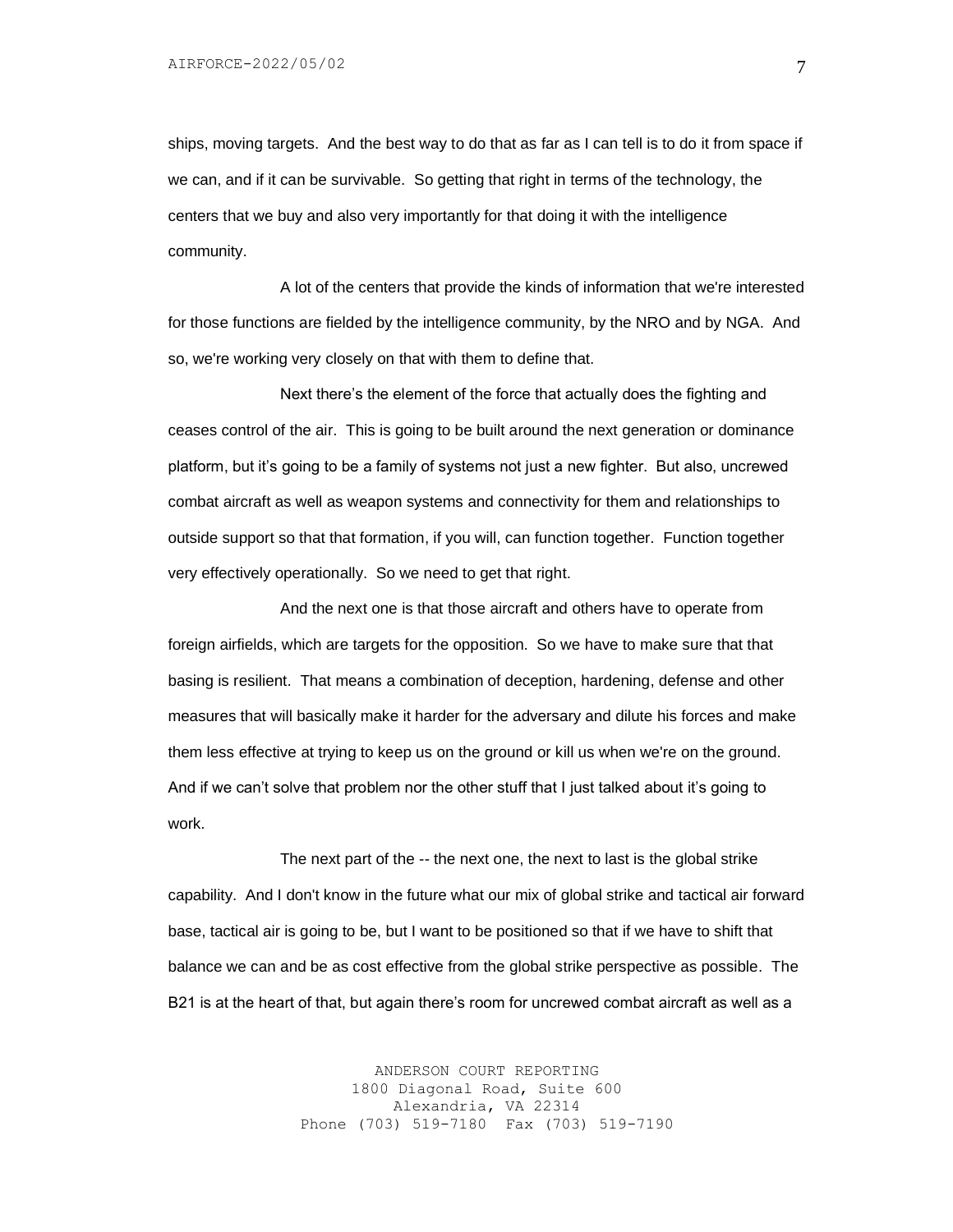ships, moving targets. And the best way to do that as far as I can tell is to do it from space if we can, and if it can be survivable. So getting that right in terms of the technology, the centers that we buy and also very importantly for that doing it with the intelligence community.

A lot of the centers that provide the kinds of information that we're interested for those functions are fielded by the intelligence community, by the NRO and by NGA. And so, we're working very closely on that with them to define that.

Next there's the element of the force that actually does the fighting and ceases control of the air. This is going to be built around the next generation or dominance platform, but it's going to be a family of systems not just a new fighter. But also, uncrewed combat aircraft as well as weapon systems and connectivity for them and relationships to outside support so that that formation, if you will, can function together. Function together very effectively operationally. So we need to get that right.

And the next one is that those aircraft and others have to operate from foreign airfields, which are targets for the opposition. So we have to make sure that that basing is resilient. That means a combination of deception, hardening, defense and other measures that will basically make it harder for the adversary and dilute his forces and make them less effective at trying to keep us on the ground or kill us when we're on the ground. And if we can't solve that problem nor the other stuff that I just talked about it's going to work.

The next part of the -- the next one, the next to last is the global strike capability. And I don't know in the future what our mix of global strike and tactical air forward base, tactical air is going to be, but I want to be positioned so that if we have to shift that balance we can and be as cost effective from the global strike perspective as possible. The B21 is at the heart of that, but again there's room for uncrewed combat aircraft as well as a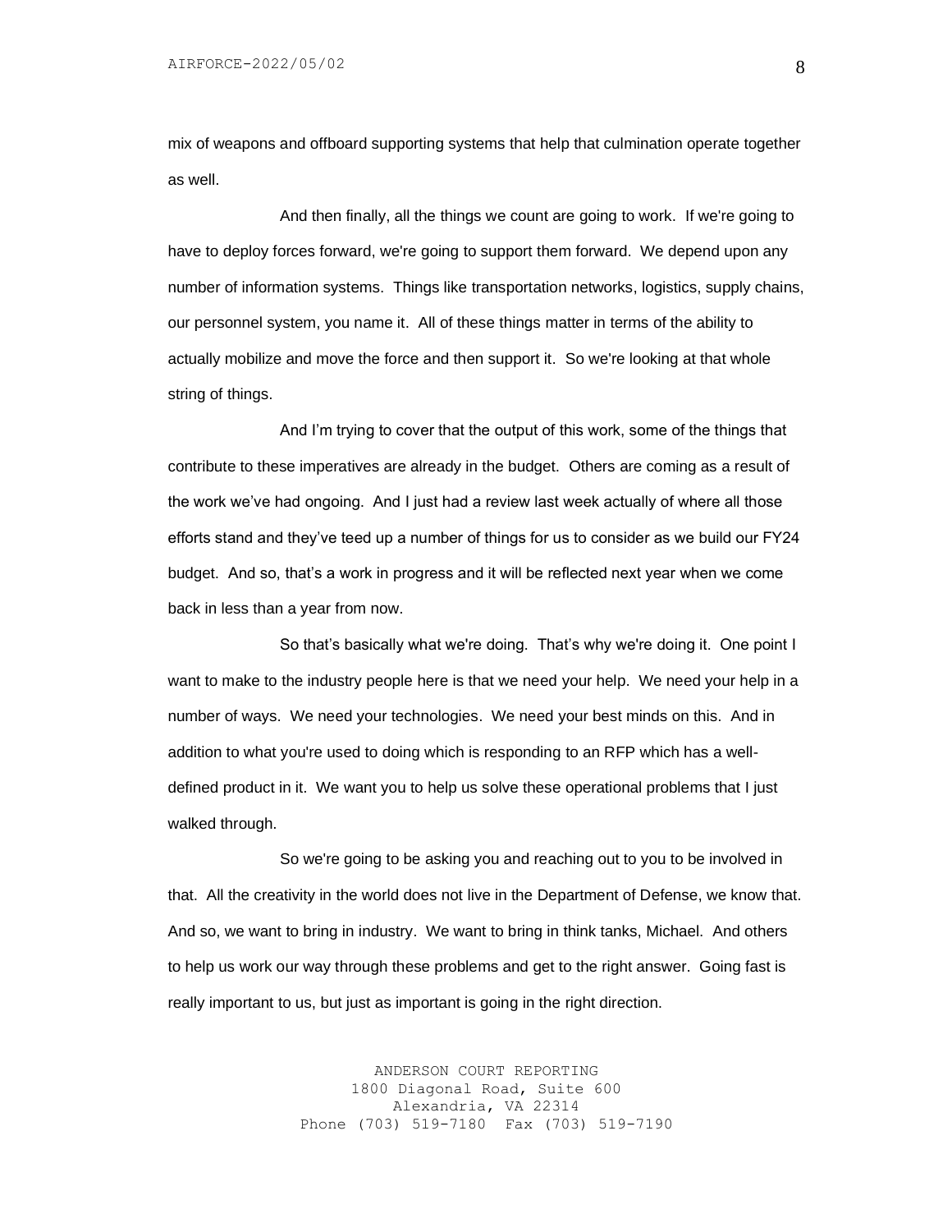mix of weapons and offboard supporting systems that help that culmination operate together as well.

And then finally, all the things we count are going to work. If we're going to have to deploy forces forward, we're going to support them forward. We depend upon any number of information systems. Things like transportation networks, logistics, supply chains, our personnel system, you name it. All of these things matter in terms of the ability to actually mobilize and move the force and then support it. So we're looking at that whole string of things.

And I'm trying to cover that the output of this work, some of the things that contribute to these imperatives are already in the budget. Others are coming as a result of the work we've had ongoing. And I just had a review last week actually of where all those efforts stand and they've teed up a number of things for us to consider as we build our FY24 budget. And so, that's a work in progress and it will be reflected next year when we come back in less than a year from now.

So that's basically what we're doing. That's why we're doing it. One point I want to make to the industry people here is that we need your help. We need your help in a number of ways. We need your technologies. We need your best minds on this. And in addition to what you're used to doing which is responding to an RFP which has a well-defined product in it. We want you to help us solve these operational problems that I just walked through.

So we're going to be asking you and reaching out to you to be involved in that. All the creativity in the world does not live in the Department of Defense, we know that. And so, we want to bring in industry. We want to bring in think tanks, Michael. And others to help us work our way through these problems and get to the right answer. Going fast is really important to us, but just as important is going in the right direction.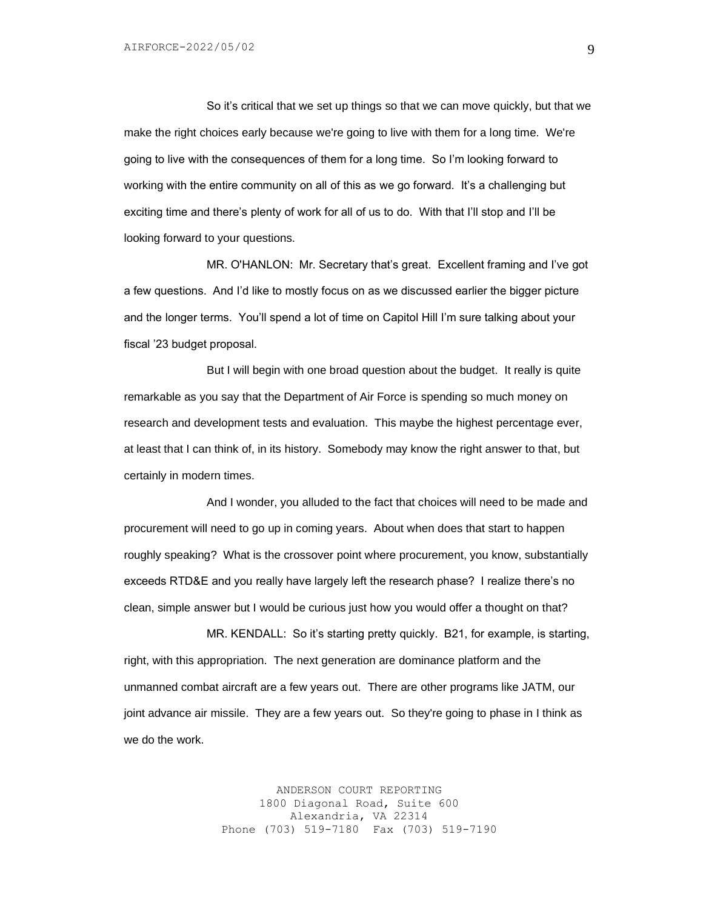So it's critical that we set up things so that we can move quickly, but that we make the right choices early because we're going to live with them for a long time. We're going to live with the consequences of them for a long time. So I'm looking forward to working with the entire community on all of this as we go forward. It's a challenging but exciting time and there's plenty of work for all of us to do. With that I'll stop and I'll be looking forward to your questions.

MR. O'HANLON: Mr. Secretary that's great. Excellent framing and I've got a few questions. And I'd like to mostly focus on as we discussed earlier the bigger picture and the longer terms. You'll spend a lot of time on Capitol Hill I'm sure talking about your fiscal '23 budget proposal.

But I will begin with one broad question about the budget. It really is quite remarkable as you say that the Department of Air Force is spending so much money on research and development tests and evaluation. This maybe the highest percentage ever, at least that I can think of, in its history. Somebody may know the right answer to that, but certainly in modern times.

And I wonder, you alluded to the fact that choices will need to be made and procurement will need to go up in coming years. About when does that start to happen roughly speaking? What is the crossover point where procurement, you know, substantially exceeds RTD&E and you really have largely left the research phase? I realize there's no clean, simple answer but I would be curious just how you would offer a thought on that?

MR. KENDALL: So it's starting pretty quickly. B21, for example, is starting, right, with this appropriation. The next generation are dominance platform and the unmanned combat aircraft are a few years out. There are other programs like JATM, our joint advance air missile. They are a few years out. So they're going to phase in I think as we do the work.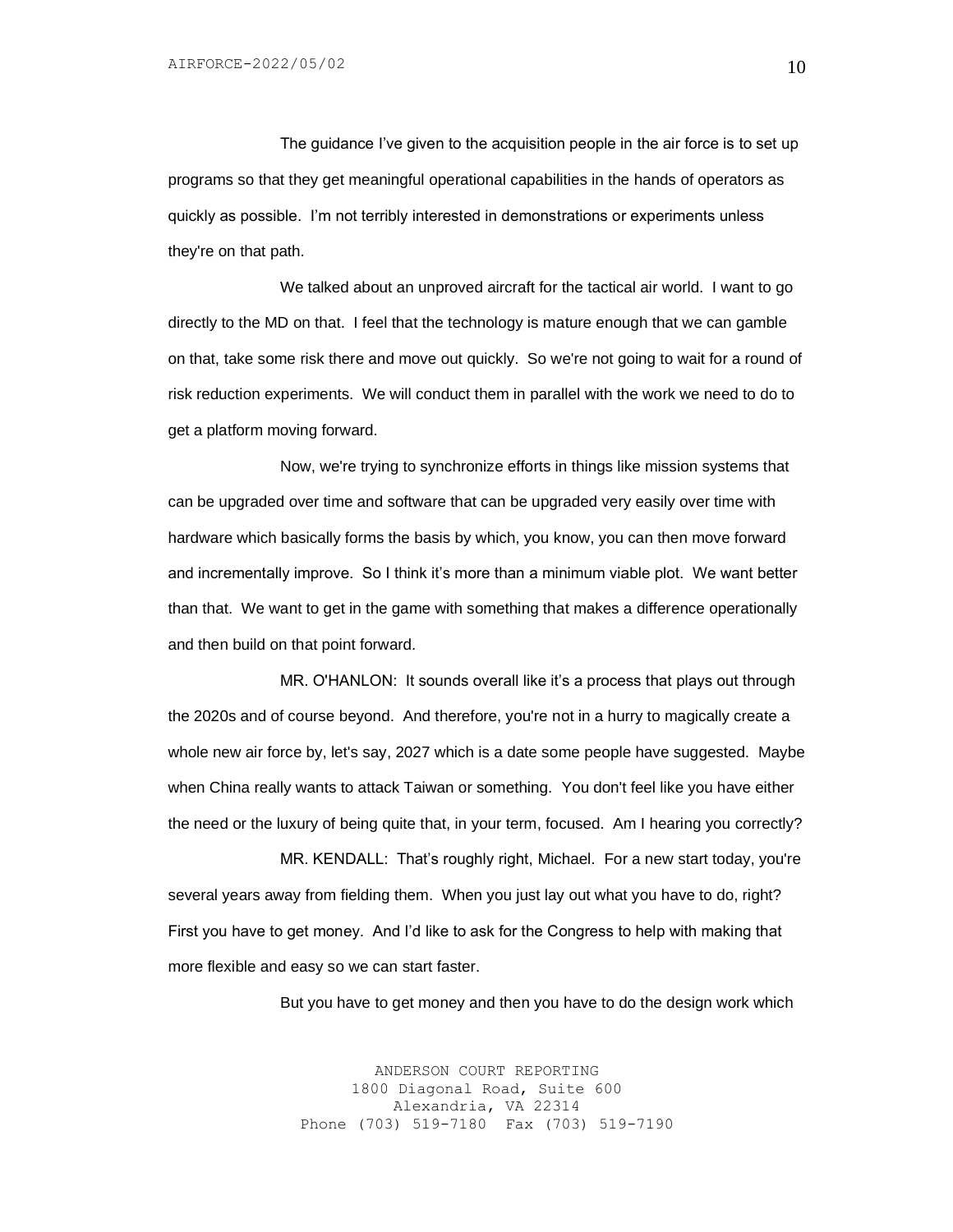The guidance I've given to the acquisition people in the air force is to set up programs so that they get meaningful operational capabilities in the hands of operators as quickly as possible. I'm not terribly interested in demonstrations or experiments unless they're on that path.

We talked about an unproved aircraft for the tactical air world. I want to go directly to the MD on that. I feel that the technology is mature enough that we can gamble on that, take some risk there and move out quickly. So we're not going to wait for a round of risk reduction experiments. We will conduct them in parallel with the work we need to do to get a platform moving forward.

Now, we're trying to synchronize efforts in things like mission systems that can be upgraded over time and software that can be upgraded very easily over time with hardware which basically forms the basis by which, you know, you can then move forward and incrementally improve. So I think it's more than a minimum viable plot. We want better than that. We want to get in the game with something that makes a difference operationally and then build on that point forward.

MR. O'HANLON: It sounds overall like it's a process that plays out through the 2020s and of course beyond. And therefore, you're not in a hurry to magically create a whole new air force by, let's say, 2027 which is a date some people have suggested. Maybe when China really wants to attack Taiwan or something. You don't feel like you have either the need or the luxury of being quite that, in your term, focused. Am I hearing you correctly?

MR. KENDALL: That's roughly right, Michael. For a new start today, you're several years away from fielding them. When you just lay out what you have to do, right? First you have to get money. And I'd like to ask for the Congress to help with making that more flexible and easy so we can start faster.

But you have to get money and then you have to do the design work which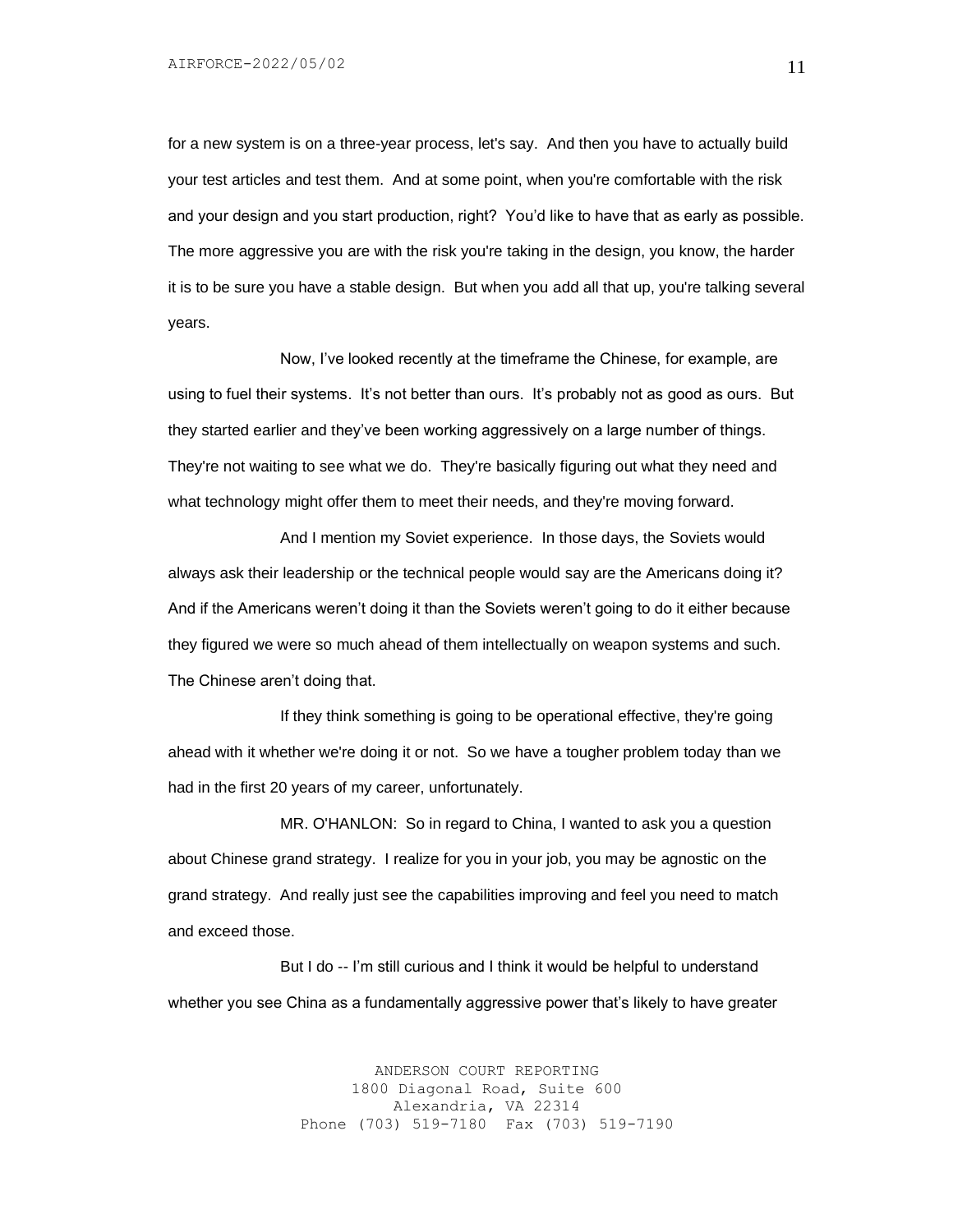for a new system is on a three-year process, let's say. And then you have to actually build your test articles and test them. And at some point, when you're comfortable with the risk and your design and you start production, right? You'd like to have that as early as possible. The more aggressive you are with the risk you're taking in the design, you know, the harder it is to be sure you have a stable design. But when you add all that up, you're talking several years.

Now, I've looked recently at the timeframe the Chinese, for example, are using to fuel their systems. It's not better than ours. It's probably not as good as ours. But they started earlier and they've been working aggressively on a large number of things. They're not waiting to see what we do. They're basically figuring out what they need and what technology might offer them to meet their needs, and they're moving forward.

And I mention my Soviet experience. In those days, the Soviets would always ask their leadership or the technical people would say are the Americans doing it? And if the Americans weren't doing it than the Soviets weren't going to do it either because they figured we were so much ahead of them intellectually on weapon systems and such. The Chinese aren't doing that.

If they think something is going to be operational effective, they're going ahead with it whether we're doing it or not. So we have a tougher problem today than we had in the first 20 years of my career, unfortunately.

MR. O'HANLON: So in regard to China, I wanted to ask you a question about Chinese grand strategy. I realize for you in your job, you may be agnostic on the grand strategy. And really just see the capabilities improving and feel you need to match and exceed those.

But I do -- I'm still curious and I think it would be helpful to understand whether you see China as a fundamentally aggressive power that's likely to have greater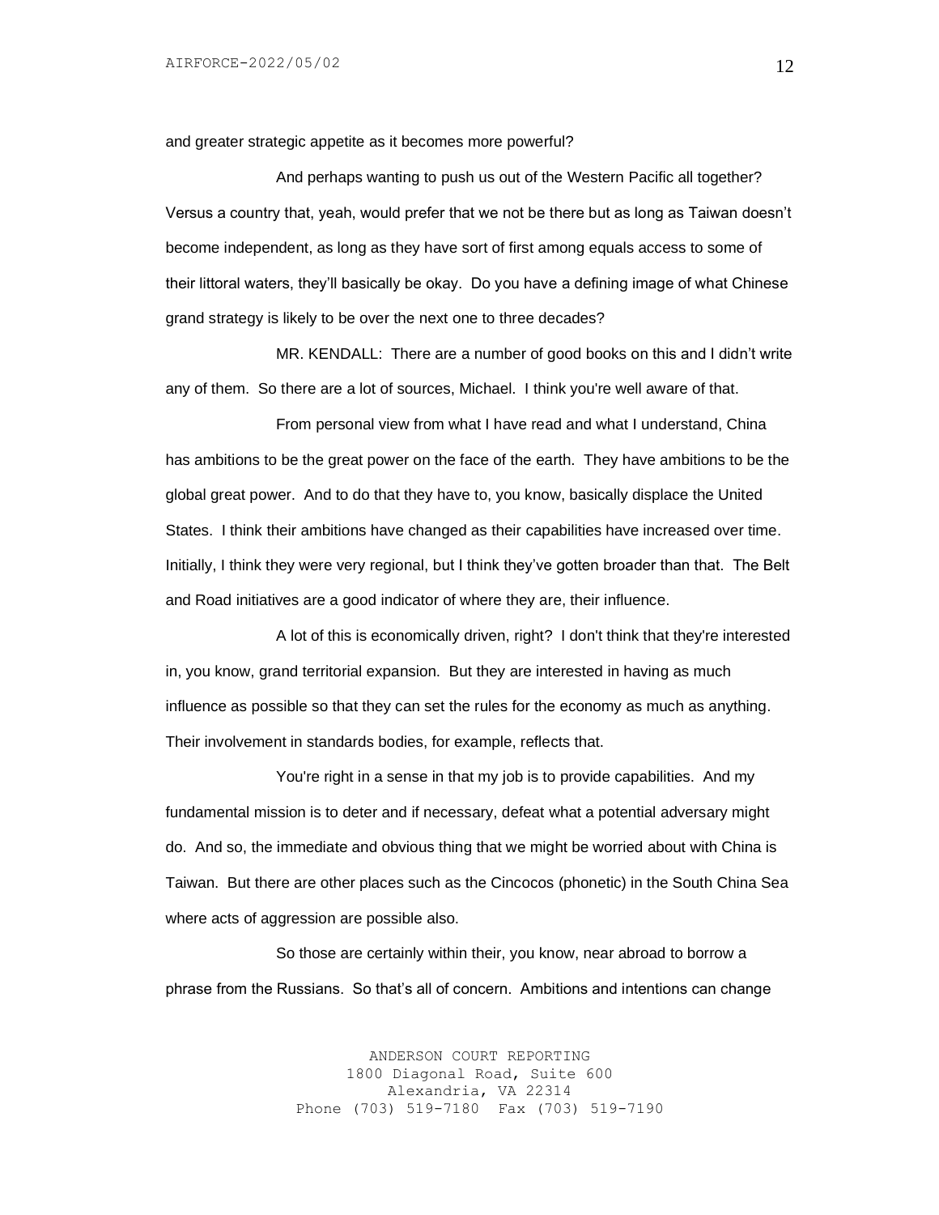and greater strategic appetite as it becomes more powerful?

And perhaps wanting to push us out of the Western Pacific all together? Versus a country that, yeah, would prefer that we not be there but as long as Taiwan doesn't become independent, as long as they have sort of first among equals access to some of their littoral waters, they'll basically be okay. Do you have a defining image of what Chinese grand strategy is likely to be over the next one to three decades?

MR. KENDALL: There are a number of good books on this and I didn't write any of them. So there are a lot of sources, Michael. I think you're well aware of that.

From personal view from what I have read and what I understand, China has ambitions to be the great power on the face of the earth. They have ambitions to be the global great power. And to do that they have to, you know, basically displace the United States. I think their ambitions have changed as their capabilities have increased over time. Initially, I think they were very regional, but I think they've gotten broader than that. The Belt and Road initiatives are a good indicator of where they are, their influence.

A lot of this is economically driven, right? I don't think that they're interested in, you know, grand territorial expansion. But they are interested in having as much influence as possible so that they can set the rules for the economy as much as anything. Their involvement in standards bodies, for example, reflects that.

You're right in a sense in that my job is to provide capabilities. And my fundamental mission is to deter and if necessary, defeat what a potential adversary might do. And so, the immediate and obvious thing that we might be worried about with China is Taiwan. But there are other places such as the Cincocos (phonetic) in the South China Sea where acts of aggression are possible also.

So those are certainly within their, you know, near abroad to borrow a phrase from the Russians. So that's all of concern. Ambitions and intentions can change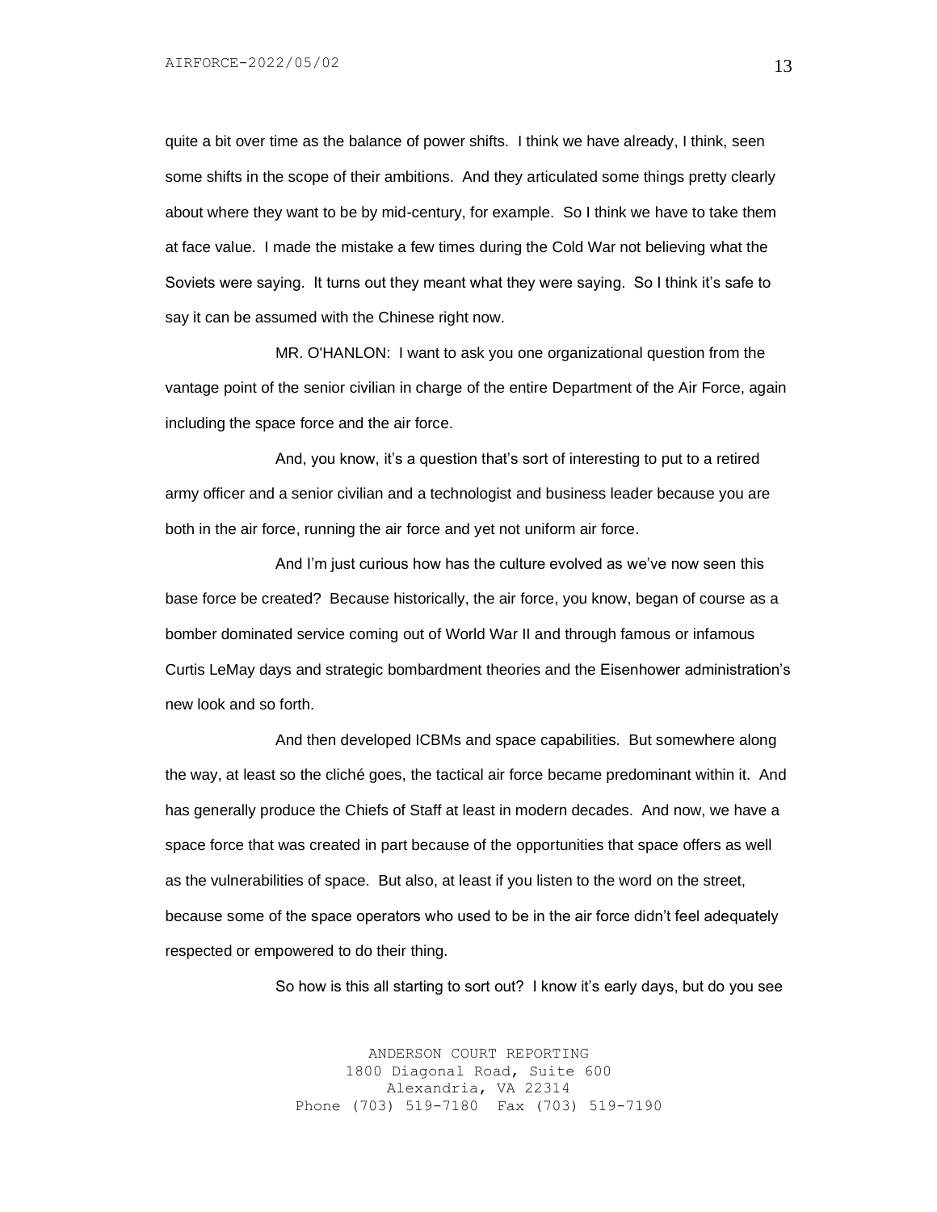quite a bit over time as the balance of power shifts. I think we have already, I think, seen some shifts in the scope of their ambitions. And they articulated some things pretty clearly about where they want to be by mid-century, for example. So I think we have to take them at face value. I made the mistake a few times during the Cold War not believing what the Soviets were saying. It turns out they meant what they were saying. So I think it's safe to say it can be assumed with the Chinese right now.

MR. O'HANLON: I want to ask you one organizational question from the vantage point of the senior civilian in charge of the entire Department of the Air Force, again including the space force and the air force.

And, you know, it's a question that's sort of interesting to put to a retired army officer and a senior civilian and a technologist and business leader because you are both in the air force, running the air force and yet not uniform air force.

And I'm just curious how has the culture evolved as we've now seen this base force be created? Because historically, the air force, you know, began of course as a bomber dominated service coming out of World War II and through famous or infamous Curtis LeMay days and strategic bombardment theories and the Eisenhower administration's new look and so forth.

And then developed ICBMs and space capabilities. But somewhere along the way, at least so the cliché goes, the tactical air force became predominant within it. And has generally produce the Chiefs of Staff at least in modern decades. And now, we have a space force that was created in part because of the opportunities that space offers as well as the vulnerabilities of space. But also, at least if you listen to the word on the street, because some of the space operators who used to be in the air force didn't feel adequately respected or empowered to do their thing.

So how is this all starting to sort out? I know it's early days, but do you see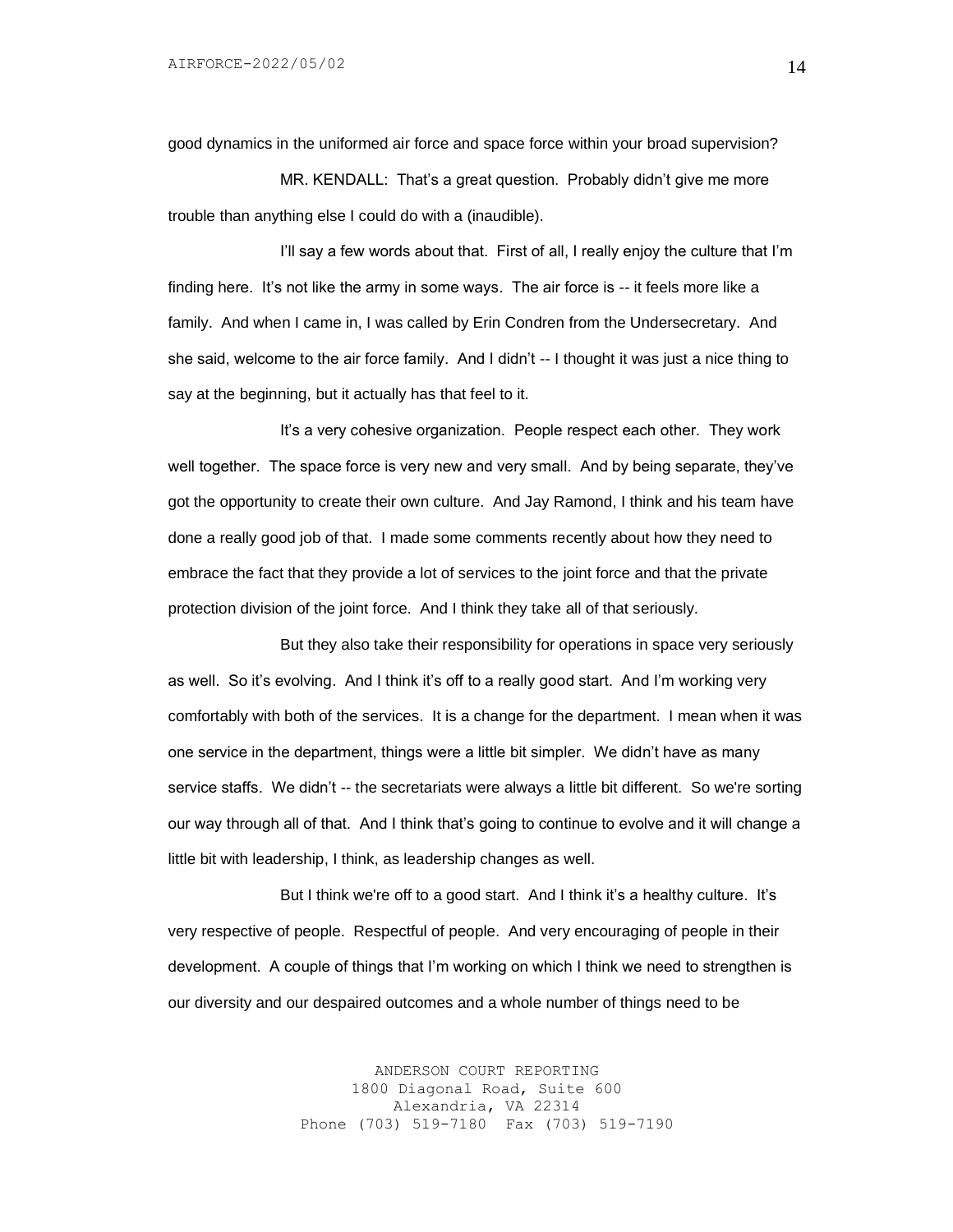good dynamics in the uniformed air force and space force within your broad supervision?

MR. KENDALL: That's a great question. Probably didn't give me more trouble than anything else I could do with a (inaudible).

I'll say a few words about that. First of all, I really enjoy the culture that I'm finding here. It's not like the army in some ways. The air force is -- it feels more like a family. And when I came in, I was called by Erin Condren from the Undersecretary. And she said, welcome to the air force family. And I didn't -- I thought it was just a nice thing to say at the beginning, but it actually has that feel to it.

It's a very cohesive organization. People respect each other. They work well together. The space force is very new and very small. And by being separate, they've got the opportunity to create their own culture. And Jay Ramond, I think and his team have done a really good job of that. I made some comments recently about how they need to embrace the fact that they provide a lot of services to the joint force and that the private protection division of the joint force. And I think they take all of that seriously.

But they also take their responsibility for operations in space very seriously as well. So it's evolving. And I think it's off to a really good start. And I'm working very comfortably with both of the services. It is a change for the department. I mean when it was one service in the department, things were a little bit simpler. We didn't have as many service staffs. We didn't -- the secretariats were always a little bit different. So we're sorting our way through all of that. And I think that's going to continue to evolve and it will change a little bit with leadership, I think, as leadership changes as well.

But I think we're off to a good start. And I think it's a healthy culture. It's very respective of people. Respectful of people. And very encouraging of people in their development. A couple of things that I'm working on which I think we need to strengthen is our diversity and our despaired outcomes and a whole number of things need to be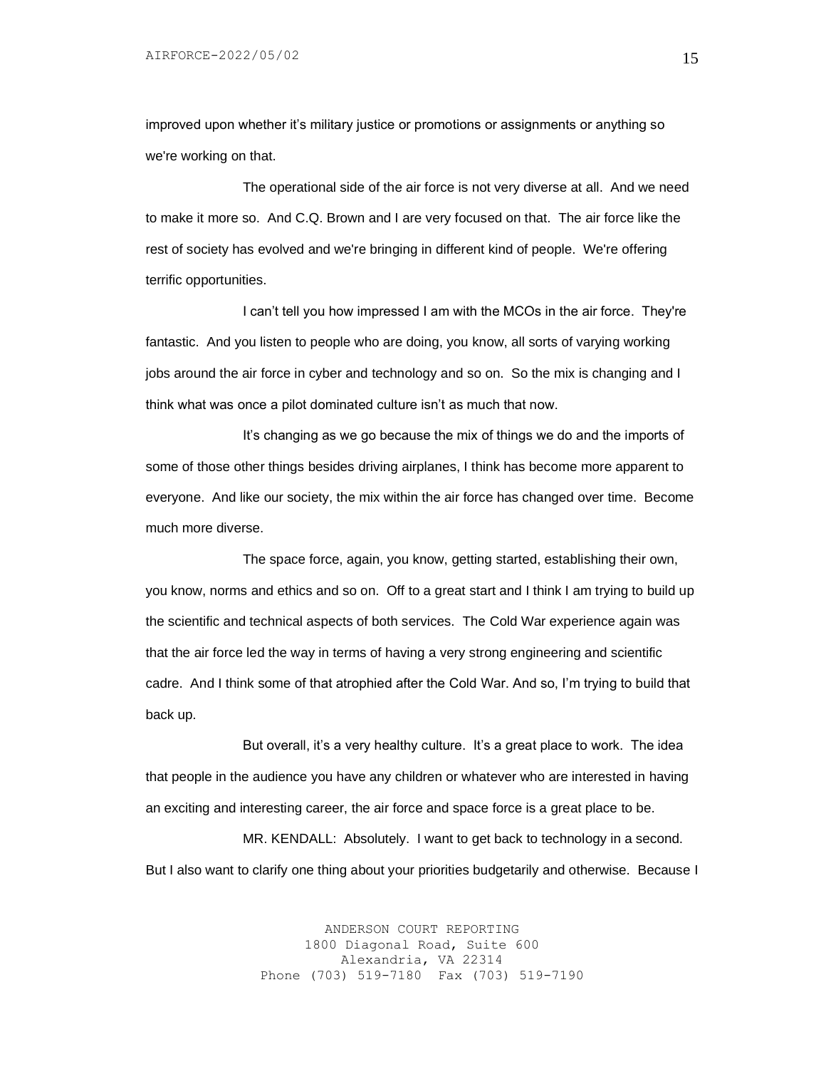improved upon whether it's military justice or promotions or assignments or anything so we're working on that.

The operational side of the air force is not very diverse at all. And we need to make it more so. And C.Q. Brown and I are very focused on that. The air force like the rest of society has evolved and we're bringing in different kind of people. We're offering terrific opportunities.

I can't tell you how impressed I am with the MCOs in the air force. They're fantastic. And you listen to people who are doing, you know, all sorts of varying working jobs around the air force in cyber and technology and so on. So the mix is changing and I think what was once a pilot dominated culture isn't as much that now.

It's changing as we go because the mix of things we do and the imports of some of those other things besides driving airplanes, I think has become more apparent to everyone. And like our society, the mix within the air force has changed over time. Become much more diverse.

The space force, again, you know, getting started, establishing their own, you know, norms and ethics and so on. Off to a great start and I think I am trying to build up the scientific and technical aspects of both services. The Cold War experience again was that the air force led the way in terms of having a very strong engineering and scientific cadre. And I think some of that atrophied after the Cold War. And so, I'm trying to build that back up.

But overall, it's a very healthy culture. It's a great place to work. The idea that people in the audience you have any children or whatever who are interested in having an exciting and interesting career, the air force and space force is a great place to be.

MR. KENDALL: Absolutely. I want to get back to technology in a second. But I also want to clarify one thing about your priorities budgetarily and otherwise. Because I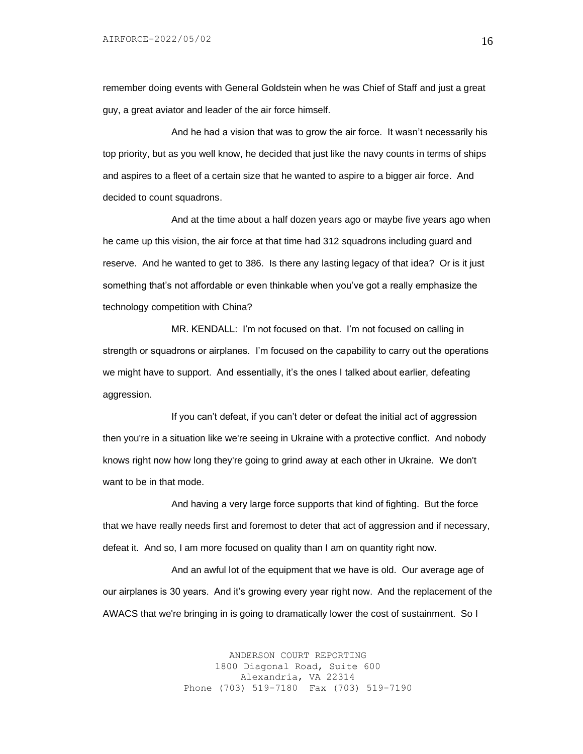remember doing events with General Goldstein when he was Chief of Staff and just a great guy, a great aviator and leader of the air force himself.

And he had a vision that was to grow the air force. It wasn't necessarily his top priority, but as you well know, he decided that just like the navy counts in terms of ships and aspires to a fleet of a certain size that he wanted to aspire to a bigger air force. And decided to count squadrons.

And at the time about a half dozen years ago or maybe five years ago when he came up this vision, the air force at that time had 312 squadrons including guard and reserve. And he wanted to get to 386. Is there any lasting legacy of that idea? Or is it just something that's not affordable or even thinkable when you've got a really emphasize the technology competition with China?

MR. KENDALL: I'm not focused on that. I'm not focused on calling in strength or squadrons or airplanes. I'm focused on the capability to carry out the operations we might have to support. And essentially, it's the ones I talked about earlier, defeating aggression.

If you can't defeat, if you can't deter or defeat the initial act of aggression then you're in a situation like we're seeing in Ukraine with a protective conflict. And nobody knows right now how long they're going to grind away at each other in Ukraine. We don't want to be in that mode.

And having a very large force supports that kind of fighting. But the force that we have really needs first and foremost to deter that act of aggression and if necessary, defeat it. And so, I am more focused on quality than I am on quantity right now.

And an awful lot of the equipment that we have is old. Our average age of our airplanes is 30 years. And it's growing every year right now. And the replacement of the AWACS that we're bringing in is going to dramatically lower the cost of sustainment. So I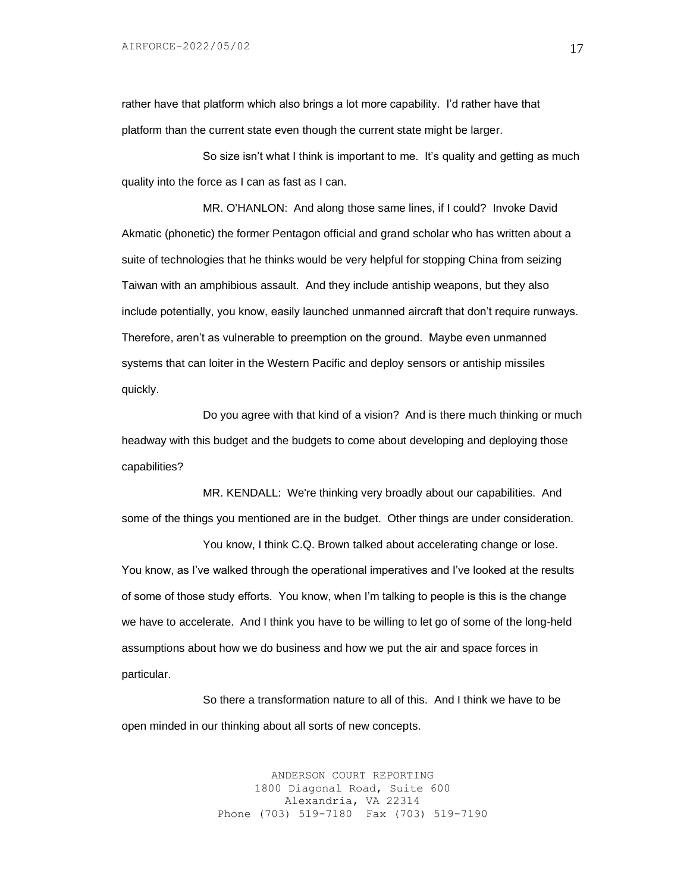rather have that platform which also brings a lot more capability. I'd rather have that platform than the current state even though the current state might be larger.

So size isn't what I think is important to me. It's quality and getting as much quality into the force as I can as fast as I can.

MR. O'HANLON: And along those same lines, if I could? Invoke David Akmatic (phonetic) the former Pentagon official and grand scholar who has written about a suite of technologies that he thinks would be very helpful for stopping China from seizing Taiwan with an amphibious assault. And they include antiship weapons, but they also include potentially, you know, easily launched unmanned aircraft that don't require runways. Therefore, aren't as vulnerable to preemption on the ground. Maybe even unmanned systems that can loiter in the Western Pacific and deploy sensors or antiship missiles quickly.

Do you agree with that kind of a vision? And is there much thinking or much headway with this budget and the budgets to come about developing and deploying those capabilities?

MR. KENDALL: We're thinking very broadly about our capabilities. And some of the things you mentioned are in the budget. Other things are under consideration.

You know, I think C.Q. Brown talked about accelerating change or lose. You know, as I've walked through the operational imperatives and I've looked at the results of some of those study efforts. You know, when I'm talking to people is this is the change we have to accelerate. And I think you have to be willing to let go of some of the long-held assumptions about how we do business and how we put the air and space forces in particular.

So there a transformation nature to all of this. And I think we have to be open minded in our thinking about all sorts of new concepts.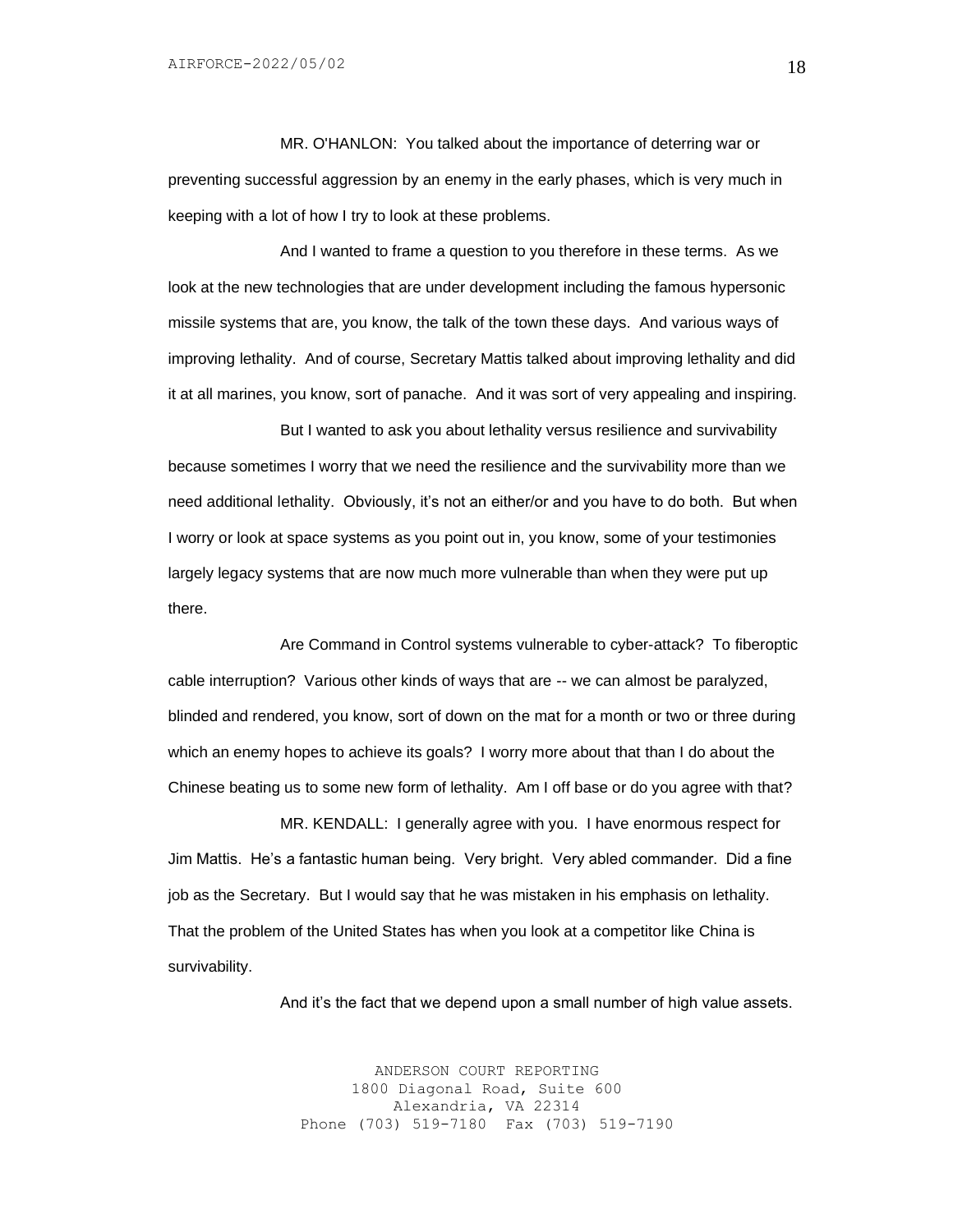MR. O'HANLON: You talked about the importance of deterring war or preventing successful aggression by an enemy in the early phases, which is very much in keeping with a lot of how I try to look at these problems.

And I wanted to frame a question to you therefore in these terms. As we look at the new technologies that are under development including the famous hypersonic missile systems that are, you know, the talk of the town these days. And various ways of improving lethality. And of course, Secretary Mattis talked about improving lethality and did it at all marines, you know, sort of panache. And it was sort of very appealing and inspiring.

But I wanted to ask you about lethality versus resilience and survivability because sometimes I worry that we need the resilience and the survivability more than we need additional lethality. Obviously, it's not an either/or and you have to do both. But when I worry or look at space systems as you point out in, you know, some of your testimonies largely legacy systems that are now much more vulnerable than when they were put up there.

Are Command in Control systems vulnerable to cyber-attack? To fiberoptic cable interruption? Various other kinds of ways that are -- we can almost be paralyzed, blinded and rendered, you know, sort of down on the mat for a month or two or three during which an enemy hopes to achieve its goals? I worry more about that than I do about the Chinese beating us to some new form of lethality. Am I off base or do you agree with that?

MR. KENDALL: I generally agree with you. I have enormous respect for Jim Mattis. He's a fantastic human being. Very bright. Very abled commander. Did a fine job as the Secretary. But I would say that he was mistaken in his emphasis on lethality. That the problem of the United States has when you look at a competitor like China is survivability.

And it's the fact that we depend upon a small number of high value assets.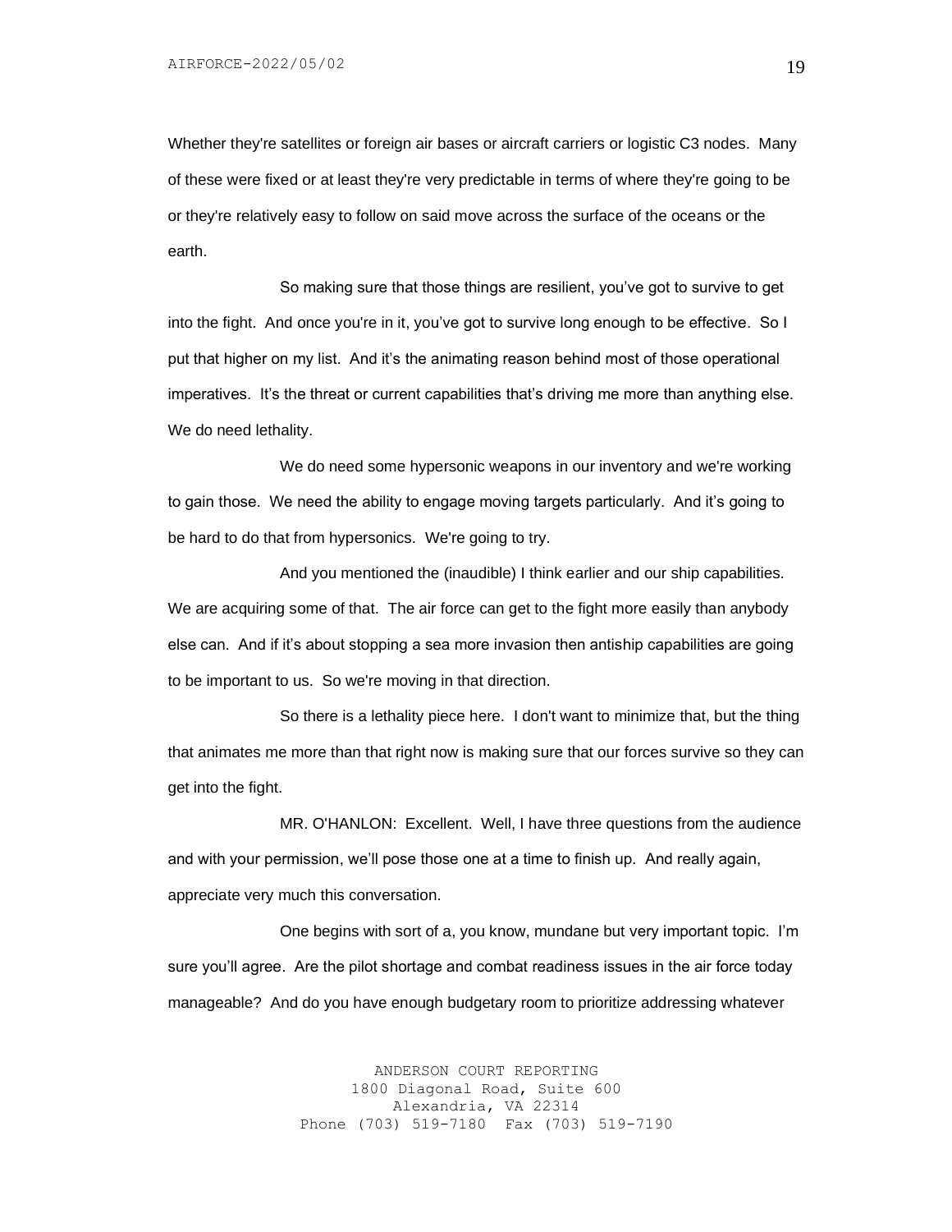Whether they're satellites or foreign air bases or aircraft carriers or logistic C3 nodes. Many of these were fixed or at least they're very predictable in terms of where they're going to be or they're relatively easy to follow on said move across the surface of the oceans or the earth.

So making sure that those things are resilient, you've got to survive to get into the fight. And once you're in it, you've got to survive long enough to be effective. So I put that higher on my list. And it's the animating reason behind most of those operational imperatives. It's the threat or current capabilities that's driving me more than anything else. We do need lethality.

We do need some hypersonic weapons in our inventory and we're working to gain those. We need the ability to engage moving targets particularly. And it's going to be hard to do that from hypersonics. We're going to try.

And you mentioned the (inaudible) I think earlier and our ship capabilities. We are acquiring some of that. The air force can get to the fight more easily than anybody else can. And if it's about stopping a sea more invasion then antiship capabilities are going to be important to us. So we're moving in that direction.

So there is a lethality piece here. I don't want to minimize that, but the thing that animates me more than that right now is making sure that our forces survive so they can get into the fight.

MR. O'HANLON: Excellent. Well, I have three questions from the audience and with your permission, we'll pose those one at a time to finish up. And really again, appreciate very much this conversation.

One begins with sort of a, you know, mundane but very important topic. I'm sure you'll agree. Are the pilot shortage and combat readiness issues in the air force today manageable? And do you have enough budgetary room to prioritize addressing whatever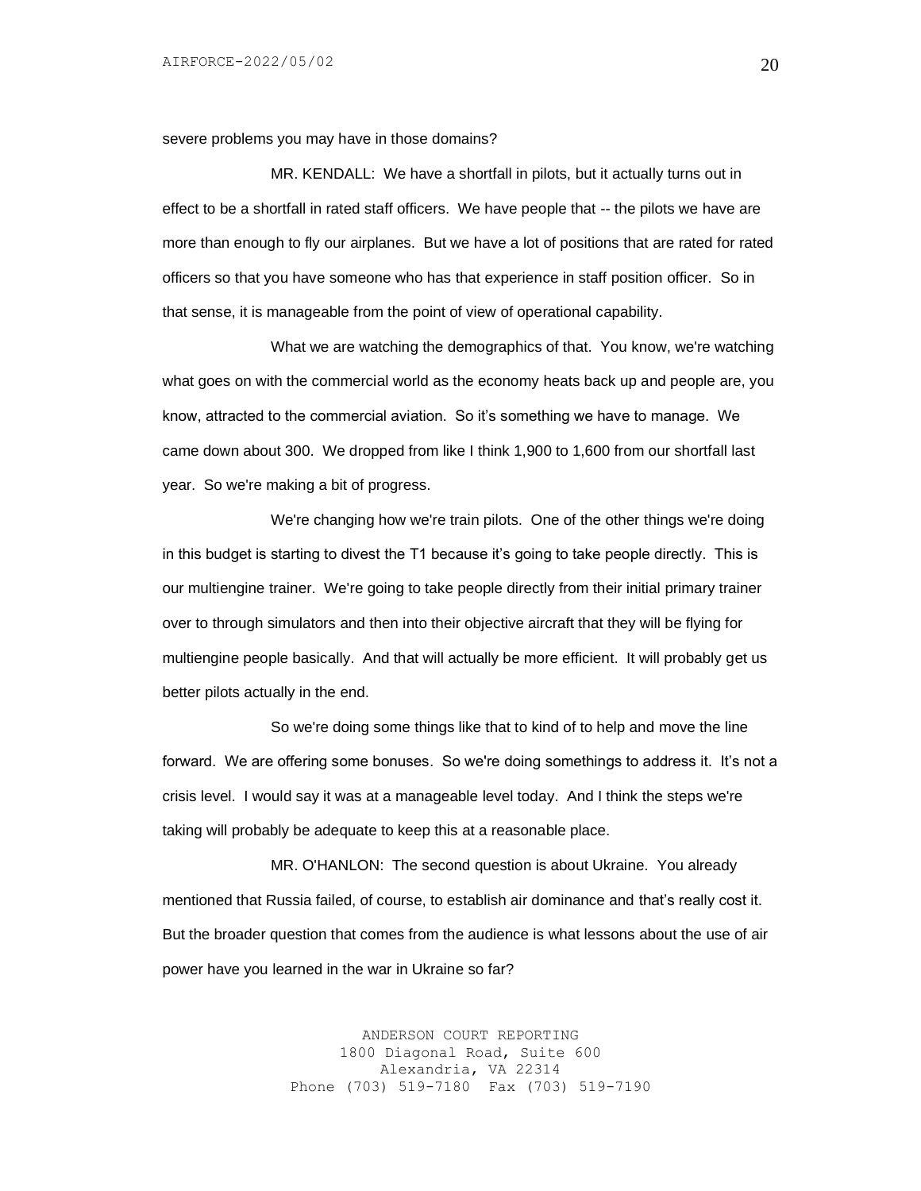severe problems you may have in those domains?

MR. KENDALL: We have a shortfall in pilots, but it actually turns out in effect to be a shortfall in rated staff officers. We have people that -- the pilots we have are more than enough to fly our airplanes. But we have a lot of positions that are rated for rated officers so that you have someone who has that experience in staff position officer. So in that sense, it is manageable from the point of view of operational capability.

What we are watching the demographics of that. You know, we're watching what goes on with the commercial world as the economy heats back up and people are, you know, attracted to the commercial aviation. So it's something we have to manage. We came down about 300. We dropped from like I think 1,900 to 1,600 from our shortfall last year. So we're making a bit of progress.

We're changing how we're train pilots. One of the other things we're doing in this budget is starting to divest the T1 because it's going to take people directly. This is our multiengine trainer. We're going to take people directly from their initial primary trainer over to through simulators and then into their objective aircraft that they will be flying for multiengine people basically. And that will actually be more efficient. It will probably get us better pilots actually in the end.

So we're doing some things like that to kind of to help and move the line forward. We are offering some bonuses. So we're doing somethings to address it. It's not a crisis level. I would say it was at a manageable level today. And I think the steps we're taking will probably be adequate to keep this at a reasonable place.

MR. O'HANLON: The second question is about Ukraine. You already mentioned that Russia failed, of course, to establish air dominance and that's really cost it. But the broader question that comes from the audience is what lessons about the use of air power have you learned in the war in Ukraine so far?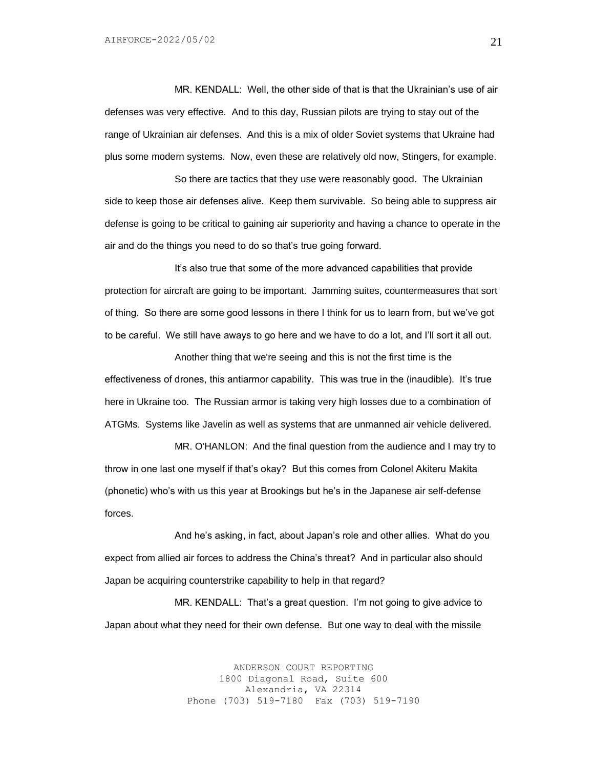MR. KENDALL: Well, the other side of that is that the Ukrainian's use of air defenses was very effective. And to this day, Russian pilots are trying to stay out of the range of Ukrainian air defenses. And this is a mix of older Soviet systems that Ukraine had plus some modern systems. Now, even these are relatively old now, Stingers, for example.

So there are tactics that they use were reasonably good. The Ukrainian side to keep those air defenses alive. Keep them survivable. So being able to suppress air defense is going to be critical to gaining air superiority and having a chance to operate in the air and do the things you need to do so that's true going forward.

It's also true that some of the more advanced capabilities that provide protection for aircraft are going to be important. Jamming suites, countermeasures that sort of thing. So there are some good lessons in there I think for us to learn from, but we've got to be careful. We still have aways to go here and we have to do a lot, and I'll sort it all out.

Another thing that we're seeing and this is not the first time is the effectiveness of drones, this antiarmor capability. This was true in the (inaudible). It's true here in Ukraine too. The Russian armor is taking very high losses due to a combination of ATGMs. Systems like Javelin as well as systems that are unmanned air vehicle delivered.

MR. O'HANLON: And the final question from the audience and I may try to throw in one last one myself if that's okay? But this comes from Colonel Akiteru Makita (phonetic) who's with us this year at Brookings but he's in the Japanese air self-defense forces.

And he's asking, in fact, about Japan's role and other allies. What do you expect from allied air forces to address the China's threat? And in particular also should Japan be acquiring counterstrike capability to help in that regard?

MR. KENDALL: That's a great question. I'm not going to give advice to Japan about what they need for their own defense. But one way to deal with the missile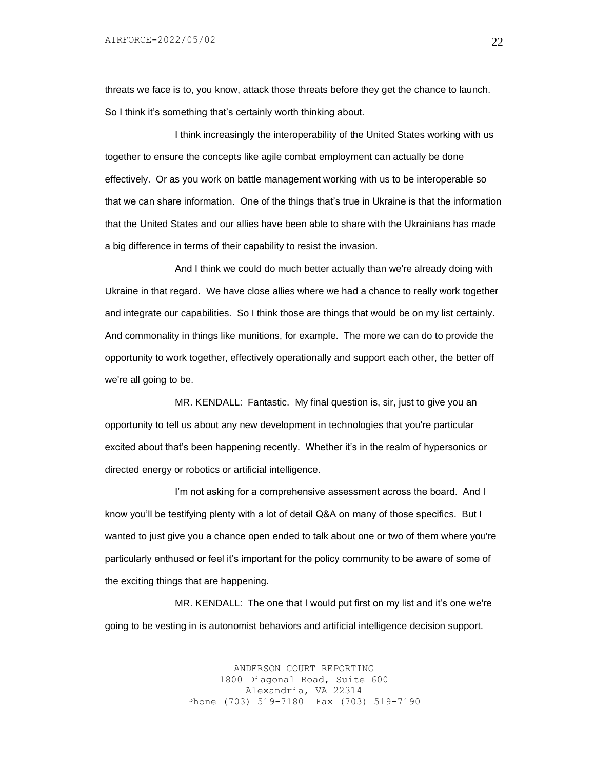threats we face is to, you know, attack those threats before they get the chance to launch. So I think it's something that's certainly worth thinking about.

I think increasingly the interoperability of the United States working with us together to ensure the concepts like agile combat employment can actually be done effectively. Or as you work on battle management working with us to be interoperable so that we can share information. One of the things that's true in Ukraine is that the information that the United States and our allies have been able to share with the Ukrainians has made a big difference in terms of their capability to resist the invasion.

And I think we could do much better actually than we're already doing with Ukraine in that regard. We have close allies where we had a chance to really work together and integrate our capabilities. So I think those are things that would be on my list certainly. And commonality in things like munitions, for example. The more we can do to provide the opportunity to work together, effectively operationally and support each other, the better off we're all going to be.

MR. KENDALL: Fantastic. My final question is, sir, just to give you an opportunity to tell us about any new development in technologies that you're particular excited about that's been happening recently. Whether it's in the realm of hypersonics or directed energy or robotics or artificial intelligence.

I'm not asking for a comprehensive assessment across the board. And I know you'll be testifying plenty with a lot of detail Q&A on many of those specifics. But I wanted to just give you a chance open ended to talk about one or two of them where you're particularly enthused or feel it's important for the policy community to be aware of some of the exciting things that are happening.

MR. KENDALL: The one that I would put first on my list and it's one we're going to be vesting in is autonomist behaviors and artificial intelligence decision support.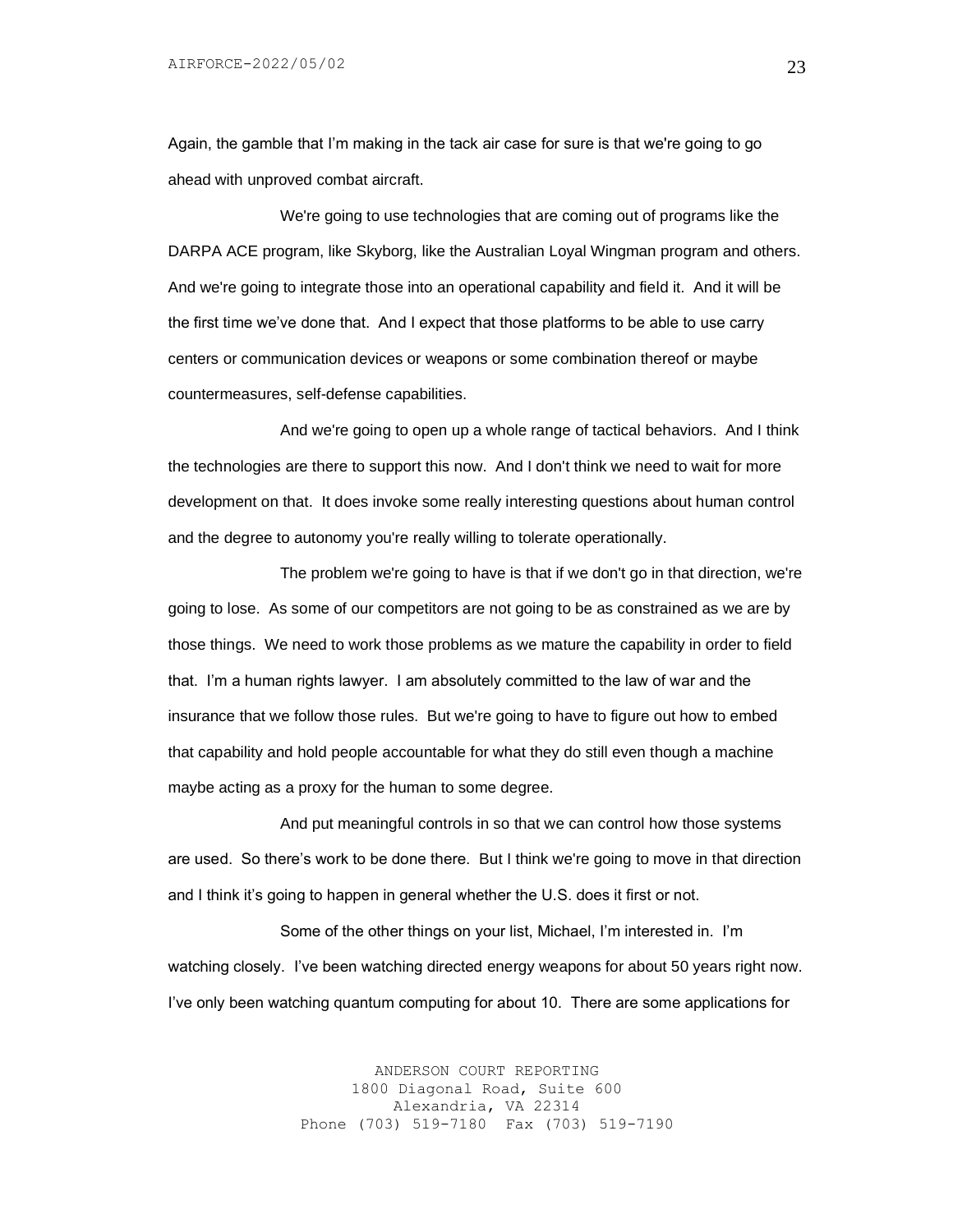Again, the gamble that I'm making in the tack air case for sure is that we're going to go ahead with unproved combat aircraft.

We're going to use technologies that are coming out of programs like the DARPA ACE program, like Skyborg, like the Australian Loyal Wingman program and others. And we're going to integrate those into an operational capability and field it. And it will be the first time we've done that. And I expect that those platforms to be able to use carry centers or communication devices or weapons or some combination thereof or maybe countermeasures, self-defense capabilities.

And we're going to open up a whole range of tactical behaviors. And I think the technologies are there to support this now. And I don't think we need to wait for more development on that. It does invoke some really interesting questions about human control and the degree to autonomy you're really willing to tolerate operationally.

The problem we're going to have is that if we don't go in that direction, we're going to lose. As some of our competitors are not going to be as constrained as we are by those things. We need to work those problems as we mature the capability in order to field that. I'm a human rights lawyer. I am absolutely committed to the law of war and the insurance that we follow those rules. But we're going to have to figure out how to embed that capability and hold people accountable for what they do still even though a machine maybe acting as a proxy for the human to some degree.

And put meaningful controls in so that we can control how those systems are used. So there's work to be done there. But I think we're going to move in that direction and I think it's going to happen in general whether the U.S. does it first or not.

Some of the other things on your list, Michael, I'm interested in. I'm watching closely. I've been watching directed energy weapons for about 50 years right now. I've only been watching quantum computing for about 10. There are some applications for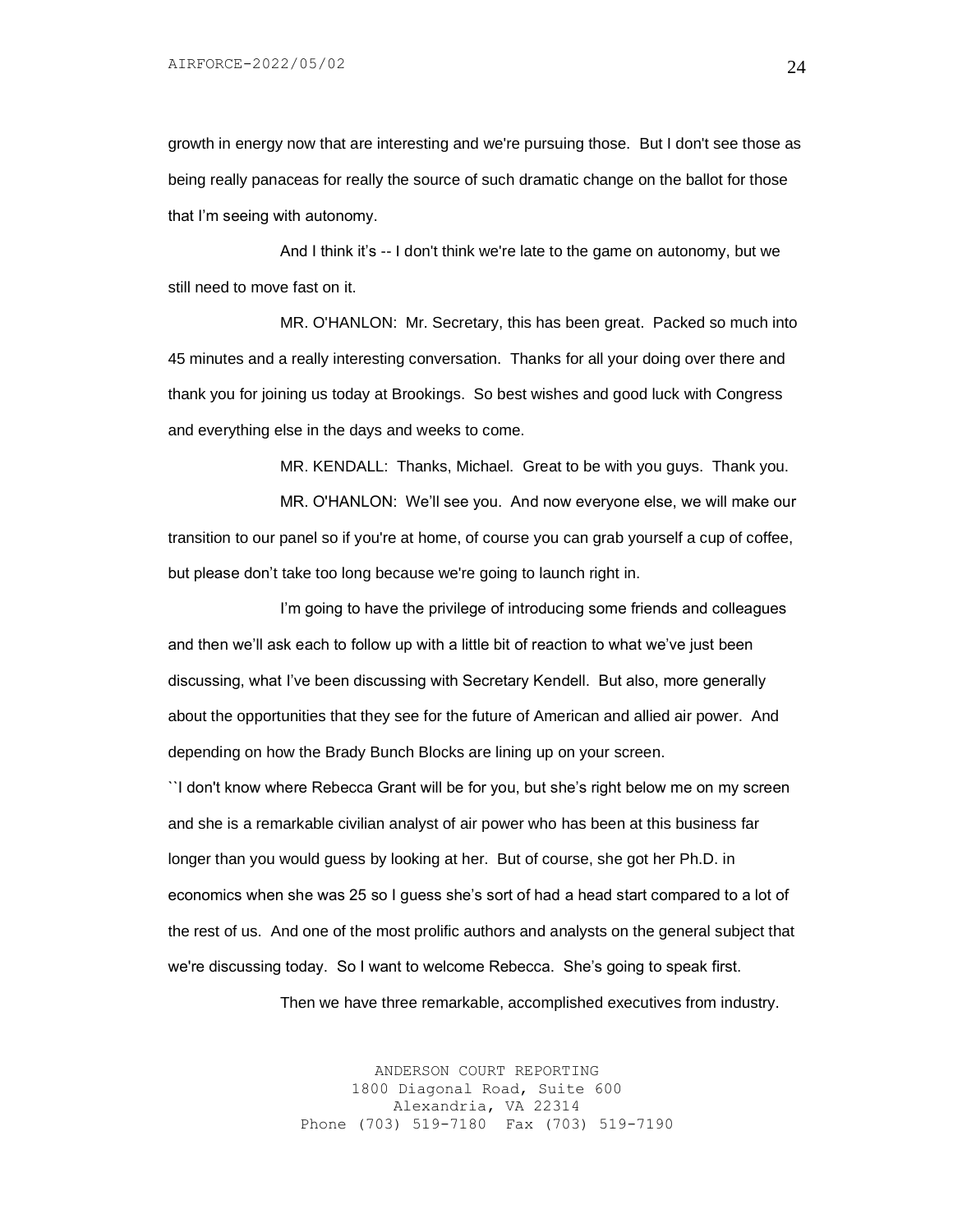growth in energy now that are interesting and we're pursuing those. But I don't see those as being really panaceas for really the source of such dramatic change on the ballot for those that I'm seeing with autonomy.

And I think it's -- I don't think we're late to the game on autonomy, but we still need to move fast on it.

MR. O'HANLON: Mr. Secretary, this has been great. Packed so much into 45 minutes and a really interesting conversation. Thanks for all your doing over there and thank you for joining us today at Brookings. So best wishes and good luck with Congress and everything else in the days and weeks to come.

MR. KENDALL: Thanks, Michael. Great to be with you guys. Thank you.

MR. O'HANLON: We'll see you. And now everyone else, we will make our transition to our panel so if you're at home, of course you can grab yourself a cup of coffee, but please don't take too long because we're going to launch right in.

I'm going to have the privilege of introducing some friends and colleagues and then we'll ask each to follow up with a little bit of reaction to what we've just been discussing, what I've been discussing with Secretary Kendell. But also, more generally about the opportunities that they see for the future of American and allied air power. And depending on how the Brady Bunch Blocks are lining up on your screen.

``I don't know where Rebecca Grant will be for you, but she's right below me on my screen and she is a remarkable civilian analyst of air power who has been at this business far longer than you would guess by looking at her. But of course, she got her Ph.D. in economics when she was 25 so I guess she's sort of had a head start compared to a lot of the rest of us. And one of the most prolific authors and analysts on the general subject that we're discussing today. So I want to welcome Rebecca. She's going to speak first.

Then we have three remarkable, accomplished executives from industry.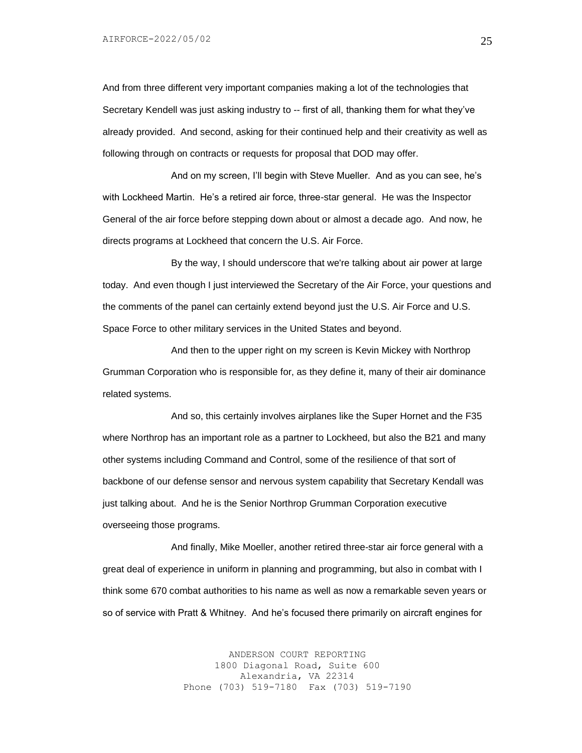And from three different very important companies making a lot of the technologies that Secretary Kendell was just asking industry to -- first of all, thanking them for what they've already provided. And second, asking for their continued help and their creativity as well as following through on contracts or requests for proposal that DOD may offer.

And on my screen, I'll begin with Steve Mueller. And as you can see, he's with Lockheed Martin. He's a retired air force, three-star general. He was the Inspector General of the air force before stepping down about or almost a decade ago. And now, he directs programs at Lockheed that concern the U.S. Air Force.

By the way, I should underscore that we're talking about air power at large today. And even though I just interviewed the Secretary of the Air Force, your questions and the comments of the panel can certainly extend beyond just the U.S. Air Force and U.S. Space Force to other military services in the United States and beyond.

And then to the upper right on my screen is Kevin Mickey with Northrop Grumman Corporation who is responsible for, as they define it, many of their air dominance related systems.

And so, this certainly involves airplanes like the Super Hornet and the F35 where Northrop has an important role as a partner to Lockheed, but also the B21 and many other systems including Command and Control, some of the resilience of that sort of backbone of our defense sensor and nervous system capability that Secretary Kendall was just talking about. And he is the Senior Northrop Grumman Corporation executive overseeing those programs.

And finally, Mike Moeller, another retired three-star air force general with a great deal of experience in uniform in planning and programming, but also in combat with I think some 670 combat authorities to his name as well as now a remarkable seven years or so of service with Pratt & Whitney. And he's focused there primarily on aircraft engines for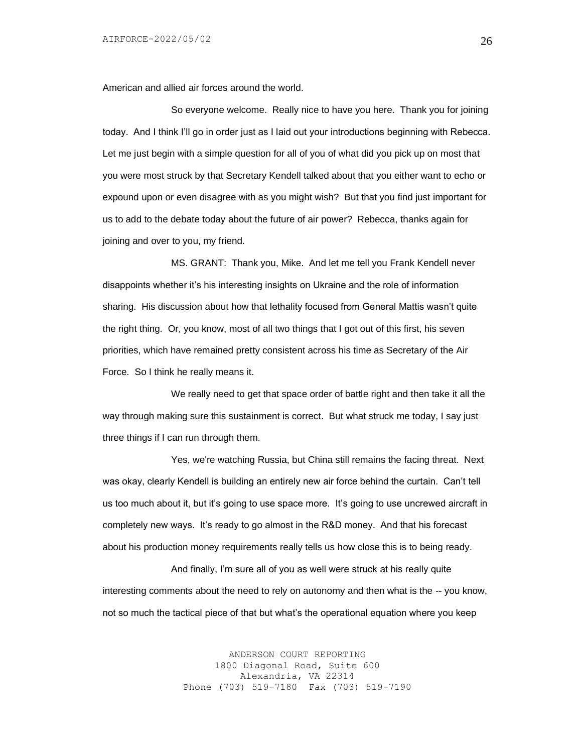American and allied air forces around the world.

So everyone welcome. Really nice to have you here. Thank you for joining today. And I think I'll go in order just as I laid out your introductions beginning with Rebecca. Let me just begin with a simple question for all of you of what did you pick up on most that you were most struck by that Secretary Kendell talked about that you either want to echo or expound upon or even disagree with as you might wish? But that you find just important for us to add to the debate today about the future of air power? Rebecca, thanks again for joining and over to you, my friend.

MS. GRANT: Thank you, Mike. And let me tell you Frank Kendell never disappoints whether it's his interesting insights on Ukraine and the role of information sharing. His discussion about how that lethality focused from General Mattis wasn't quite the right thing. Or, you know, most of all two things that I got out of this first, his seven priorities, which have remained pretty consistent across his time as Secretary of the Air Force. So I think he really means it.

We really need to get that space order of battle right and then take it all the way through making sure this sustainment is correct. But what struck me today, I say just three things if I can run through them.

Yes, we're watching Russia, but China still remains the facing threat. Next was okay, clearly Kendell is building an entirely new air force behind the curtain. Can't tell us too much about it, but it's going to use space more. It's going to use uncrewed aircraft in completely new ways. It's ready to go almost in the R&D money. And that his forecast about his production money requirements really tells us how close this is to being ready.

And finally, I'm sure all of you as well were struck at his really quite interesting comments about the need to rely on autonomy and then what is the -- you know, not so much the tactical piece of that but what's the operational equation where you keep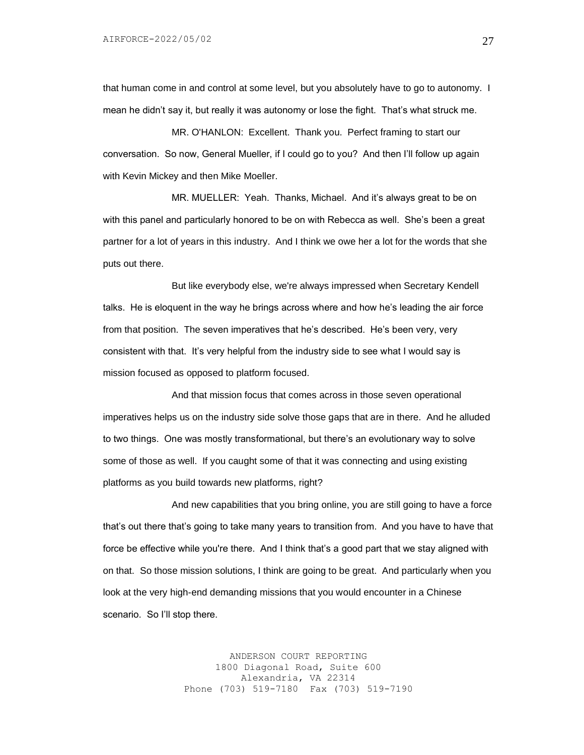that human come in and control at some level, but you absolutely have to go to autonomy. I mean he didn't say it, but really it was autonomy or lose the fight. That's what struck me.

MR. O'HANLON: Excellent. Thank you. Perfect framing to start our conversation. So now, General Mueller, if I could go to you? And then I'll follow up again with Kevin Mickey and then Mike Moeller.

MR. MUELLER: Yeah. Thanks, Michael. And it's always great to be on with this panel and particularly honored to be on with Rebecca as well. She's been a great partner for a lot of years in this industry. And I think we owe her a lot for the words that she puts out there.

But like everybody else, we're always impressed when Secretary Kendell talks. He is eloquent in the way he brings across where and how he's leading the air force from that position. The seven imperatives that he's described. He's been very, very consistent with that. It's very helpful from the industry side to see what I would say is mission focused as opposed to platform focused.

And that mission focus that comes across in those seven operational imperatives helps us on the industry side solve those gaps that are in there. And he alluded to two things. One was mostly transformational, but there's an evolutionary way to solve some of those as well. If you caught some of that it was connecting and using existing platforms as you build towards new platforms, right?

And new capabilities that you bring online, you are still going to have a force that's out there that's going to take many years to transition from. And you have to have that force be effective while you're there. And I think that's a good part that we stay aligned with on that. So those mission solutions, I think are going to be great. And particularly when you look at the very high-end demanding missions that you would encounter in a Chinese scenario. So I'll stop there.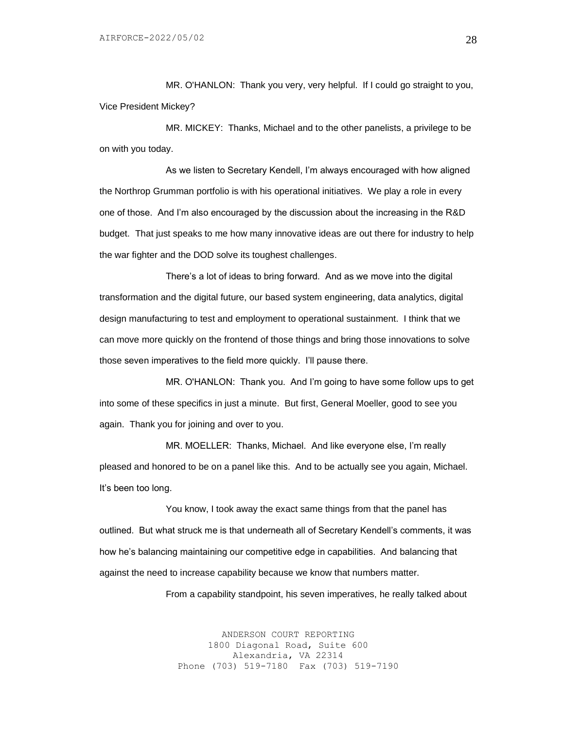MR. O'HANLON: Thank you very, very helpful. If I could go straight to you, Vice President Mickey?

MR. MICKEY: Thanks, Michael and to the other panelists, a privilege to be on with you today.

As we listen to Secretary Kendell, I'm always encouraged with how aligned the Northrop Grumman portfolio is with his operational initiatives. We play a role in every one of those. And I'm also encouraged by the discussion about the increasing in the R&D budget. That just speaks to me how many innovative ideas are out there for industry to help the war fighter and the DOD solve its toughest challenges.

There's a lot of ideas to bring forward. And as we move into the digital transformation and the digital future, our based system engineering, data analytics, digital design manufacturing to test and employment to operational sustainment. I think that we can move more quickly on the frontend of those things and bring those innovations to solve those seven imperatives to the field more quickly. I'll pause there.

MR. O'HANLON: Thank you. And I'm going to have some follow ups to get into some of these specifics in just a minute. But first, General Moeller, good to see you again. Thank you for joining and over to you.

MR. MOELLER: Thanks, Michael. And like everyone else, I'm really pleased and honored to be on a panel like this. And to be actually see you again, Michael. It's been too long.

You know, I took away the exact same things from that the panel has outlined. But what struck me is that underneath all of Secretary Kendell's comments, it was how he's balancing maintaining our competitive edge in capabilities. And balancing that against the need to increase capability because we know that numbers matter.

From a capability standpoint, his seven imperatives, he really talked about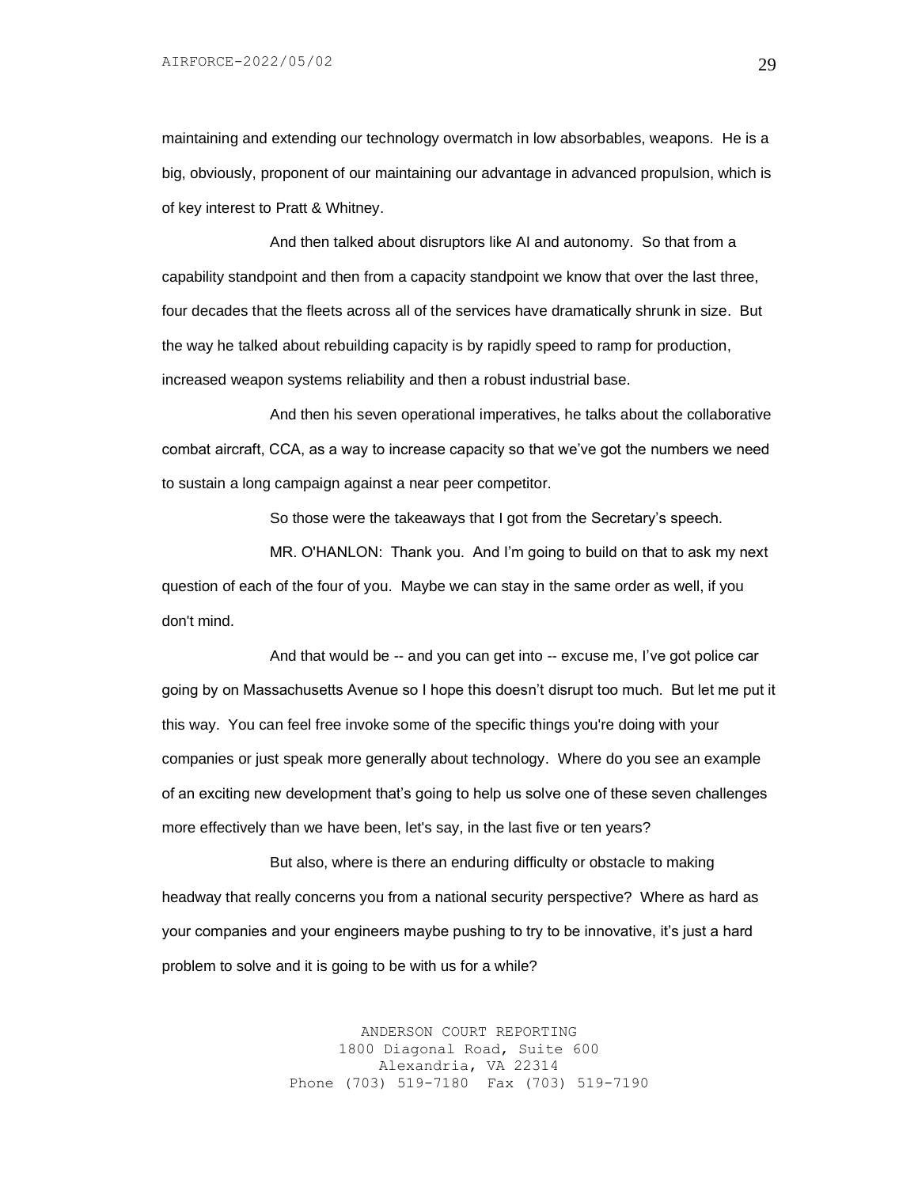maintaining and extending our technology overmatch in low absorbables, weapons. He is a big, obviously, proponent of our maintaining our advantage in advanced propulsion, which is of key interest to Pratt & Whitney.

And then talked about disruptors like AI and autonomy. So that from a capability standpoint and then from a capacity standpoint we know that over the last three, four decades that the fleets across all of the services have dramatically shrunk in size. But the way he talked about rebuilding capacity is by rapidly speed to ramp for production, increased weapon systems reliability and then a robust industrial base.

And then his seven operational imperatives, he talks about the collaborative combat aircraft, CCA, as a way to increase capacity so that we've got the numbers we need to sustain a long campaign against a near peer competitor.

So those were the takeaways that I got from the Secretary's speech.

MR. O'HANLON: Thank you. And I'm going to build on that to ask my next question of each of the four of you. Maybe we can stay in the same order as well, if you don't mind.

And that would be -- and you can get into -- excuse me, I've got police car going by on Massachusetts Avenue so I hope this doesn't disrupt too much. But let me put it this way. You can feel free invoke some of the specific things you're doing with your companies or just speak more generally about technology. Where do you see an example of an exciting new development that's going to help us solve one of these seven challenges more effectively than we have been, let's say, in the last five or ten years?

But also, where is there an enduring difficulty or obstacle to making headway that really concerns you from a national security perspective? Where as hard as your companies and your engineers maybe pushing to try to be innovative, it's just a hard problem to solve and it is going to be with us for a while?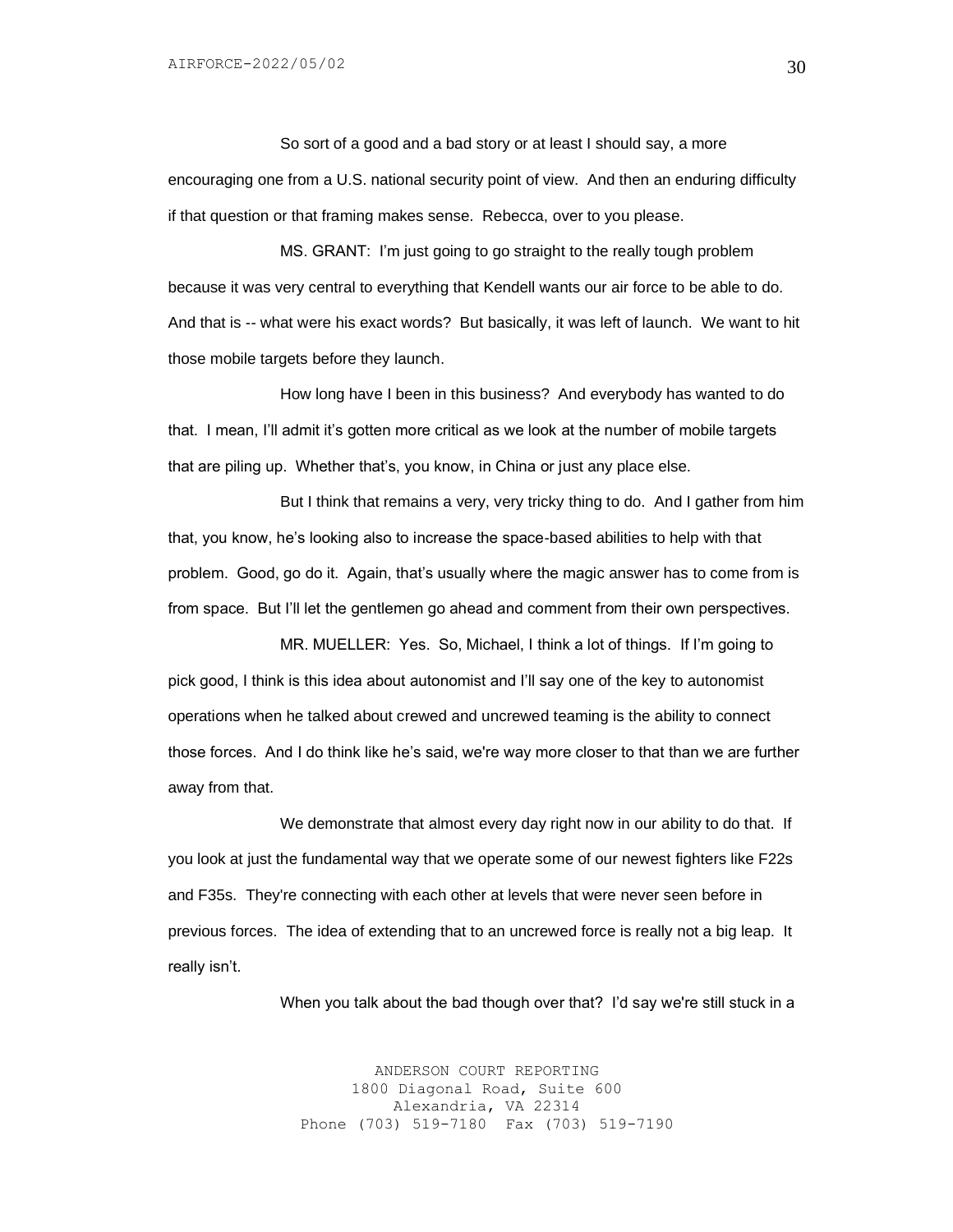So sort of a good and a bad story or at least I should say, a more encouraging one from a U.S. national security point of view. And then an enduring difficulty if that question or that framing makes sense. Rebecca, over to you please.

MS. GRANT: I'm just going to go straight to the really tough problem because it was very central to everything that Kendell wants our air force to be able to do. And that is -- what were his exact words? But basically, it was left of launch. We want to hit those mobile targets before they launch.

How long have I been in this business? And everybody has wanted to do that. I mean, I'll admit it's gotten more critical as we look at the number of mobile targets that are piling up. Whether that's, you know, in China or just any place else.

But I think that remains a very, very tricky thing to do. And I gather from him that, you know, he's looking also to increase the space-based abilities to help with that problem. Good, go do it. Again, that's usually where the magic answer has to come from is from space. But I'll let the gentlemen go ahead and comment from their own perspectives.

MR. MUELLER: Yes. So, Michael, I think a lot of things. If I'm going to pick good, I think is this idea about autonomist and I'll say one of the key to autonomist operations when he talked about crewed and uncrewed teaming is the ability to connect those forces. And I do think like he's said, we're way more closer to that than we are further away from that.

We demonstrate that almost every day right now in our ability to do that. If you look at just the fundamental way that we operate some of our newest fighters like F22s and F35s. They're connecting with each other at levels that were never seen before in previous forces. The idea of extending that to an uncrewed force is really not a big leap. It really isn't.

When you talk about the bad though over that? I'd say we're still stuck in a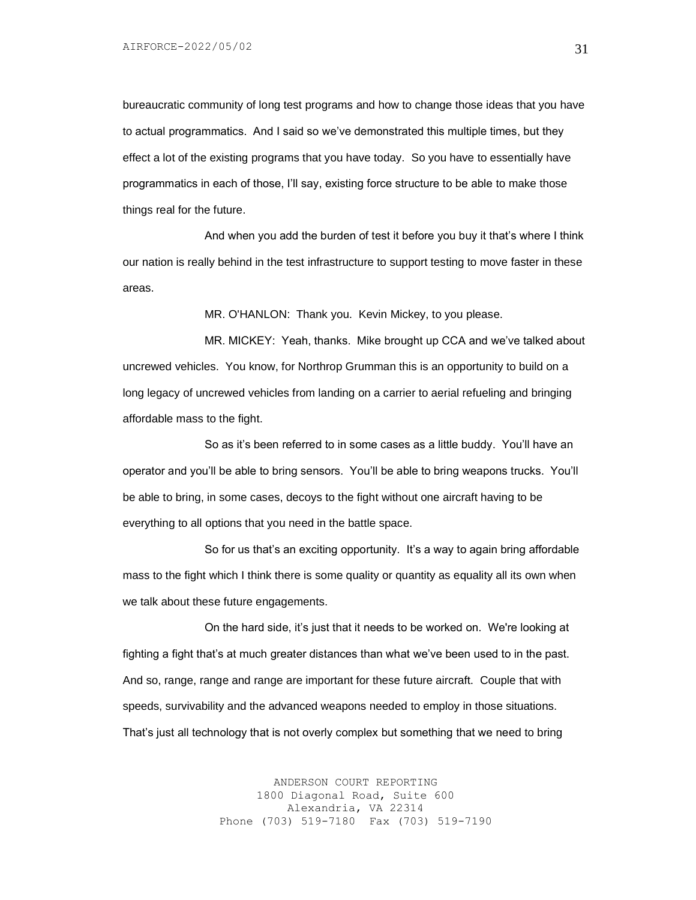bureaucratic community of long test programs and how to change those ideas that you have to actual programmatics. And I said so we've demonstrated this multiple times, but they effect a lot of the existing programs that you have today. So you have to essentially have programmatics in each of those, I'll say, existing force structure to be able to make those things real for the future.

And when you add the burden of test it before you buy it that's where I think our nation is really behind in the test infrastructure to support testing to move faster in these areas.

MR. O'HANLON: Thank you. Kevin Mickey, to you please.

MR. MICKEY: Yeah, thanks. Mike brought up CCA and we've talked about uncrewed vehicles. You know, for Northrop Grumman this is an opportunity to build on a long legacy of uncrewed vehicles from landing on a carrier to aerial refueling and bringing affordable mass to the fight.

So as it's been referred to in some cases as a little buddy. You'll have an operator and you'll be able to bring sensors. You'll be able to bring weapons trucks. You'll be able to bring, in some cases, decoys to the fight without one aircraft having to be everything to all options that you need in the battle space.

So for us that's an exciting opportunity. It's a way to again bring affordable mass to the fight which I think there is some quality or quantity as equality all its own when we talk about these future engagements.

On the hard side, it's just that it needs to be worked on. We're looking at fighting a fight that's at much greater distances than what we've been used to in the past. And so, range, range and range are important for these future aircraft. Couple that with speeds, survivability and the advanced weapons needed to employ in those situations. That's just all technology that is not overly complex but something that we need to bring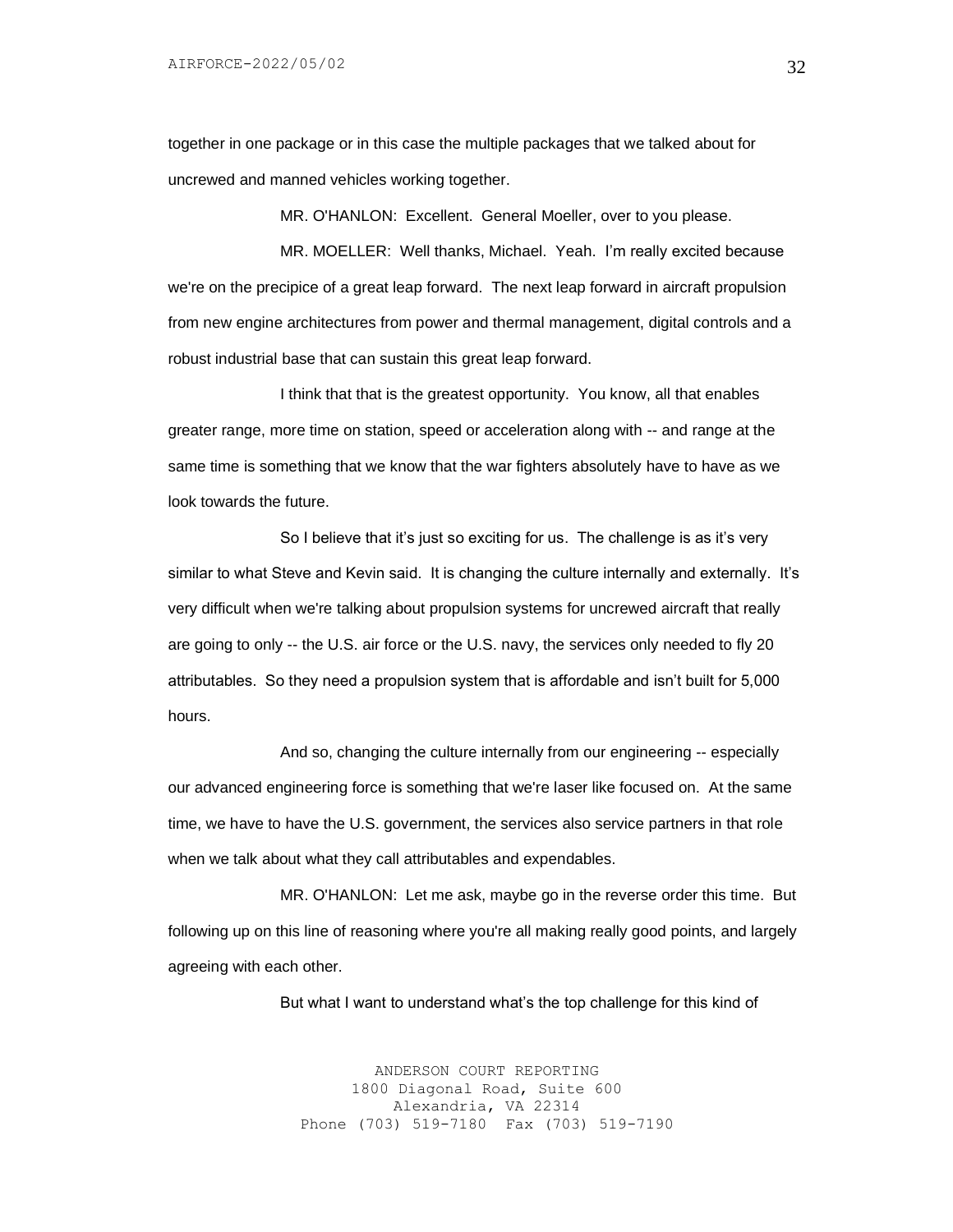together in one package or in this case the multiple packages that we talked about for uncrewed and manned vehicles working together.

MR. O'HANLON: Excellent. General Moeller, over to you please.

MR. MOELLER: Well thanks, Michael. Yeah. I'm really excited because we're on the precipice of a great leap forward. The next leap forward in aircraft propulsion from new engine architectures from power and thermal management, digital controls and a robust industrial base that can sustain this great leap forward.

I think that that is the greatest opportunity. You know, all that enables greater range, more time on station, speed or acceleration along with -- and range at the same time is something that we know that the war fighters absolutely have to have as we look towards the future.

So I believe that it's just so exciting for us. The challenge is as it's very similar to what Steve and Kevin said. It is changing the culture internally and externally. It's very difficult when we're talking about propulsion systems for uncrewed aircraft that really are going to only -- the U.S. air force or the U.S. navy, the services only needed to fly 20 attributables. So they need a propulsion system that is affordable and isn't built for 5,000 hours.

And so, changing the culture internally from our engineering -- especially our advanced engineering force is something that we're laser like focused on. At the same time, we have to have the U.S. government, the services also service partners in that role when we talk about what they call attributables and expendables.

MR. O'HANLON: Let me ask, maybe go in the reverse order this time. But following up on this line of reasoning where you're all making really good points, and largely agreeing with each other.

But what I want to understand what's the top challenge for this kind of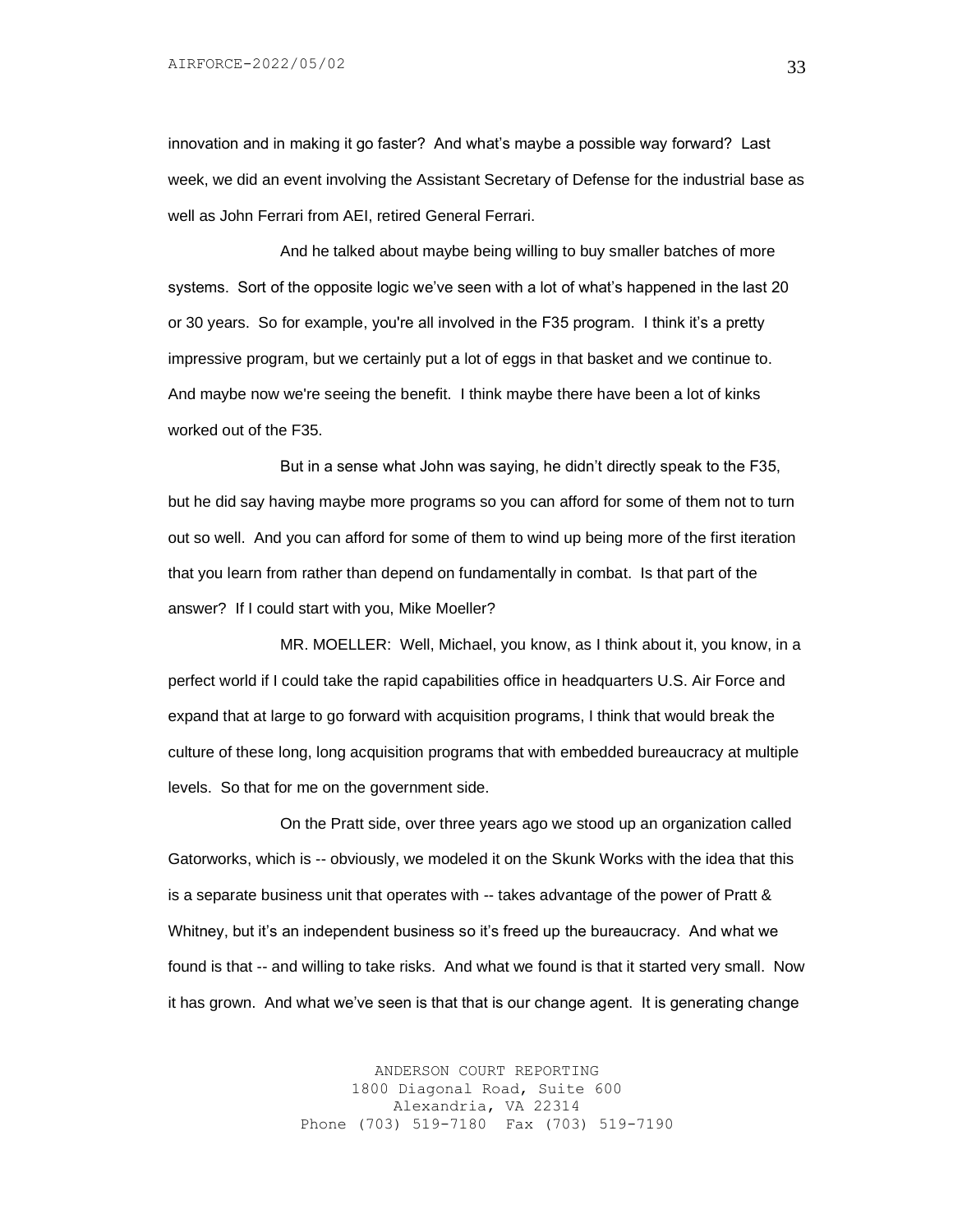innovation and in making it go faster? And what's maybe a possible way forward? Last week, we did an event involving the Assistant Secretary of Defense for the industrial base as well as John Ferrari from AEI, retired General Ferrari.

And he talked about maybe being willing to buy smaller batches of more systems. Sort of the opposite logic we've seen with a lot of what's happened in the last 20 or 30 years. So for example, you're all involved in the F35 program. I think it's a pretty impressive program, but we certainly put a lot of eggs in that basket and we continue to. And maybe now we're seeing the benefit. I think maybe there have been a lot of kinks worked out of the F35.

But in a sense what John was saying, he didn't directly speak to the F35, but he did say having maybe more programs so you can afford for some of them not to turn out so well. And you can afford for some of them to wind up being more of the first iteration that you learn from rather than depend on fundamentally in combat. Is that part of the answer? If I could start with you, Mike Moeller?

MR. MOELLER: Well, Michael, you know, as I think about it, you know, in a perfect world if I could take the rapid capabilities office in headquarters U.S. Air Force and expand that at large to go forward with acquisition programs, I think that would break the culture of these long, long acquisition programs that with embedded bureaucracy at multiple levels. So that for me on the government side.

On the Pratt side, over three years ago we stood up an organization called Gatorworks, which is -- obviously, we modeled it on the Skunk Works with the idea that this is a separate business unit that operates with -- takes advantage of the power of Pratt & Whitney, but it's an independent business so it's freed up the bureaucracy. And what we found is that -- and willing to take risks. And what we found is that it started very small. Now it has grown. And what we've seen is that that is our change agent. It is generating change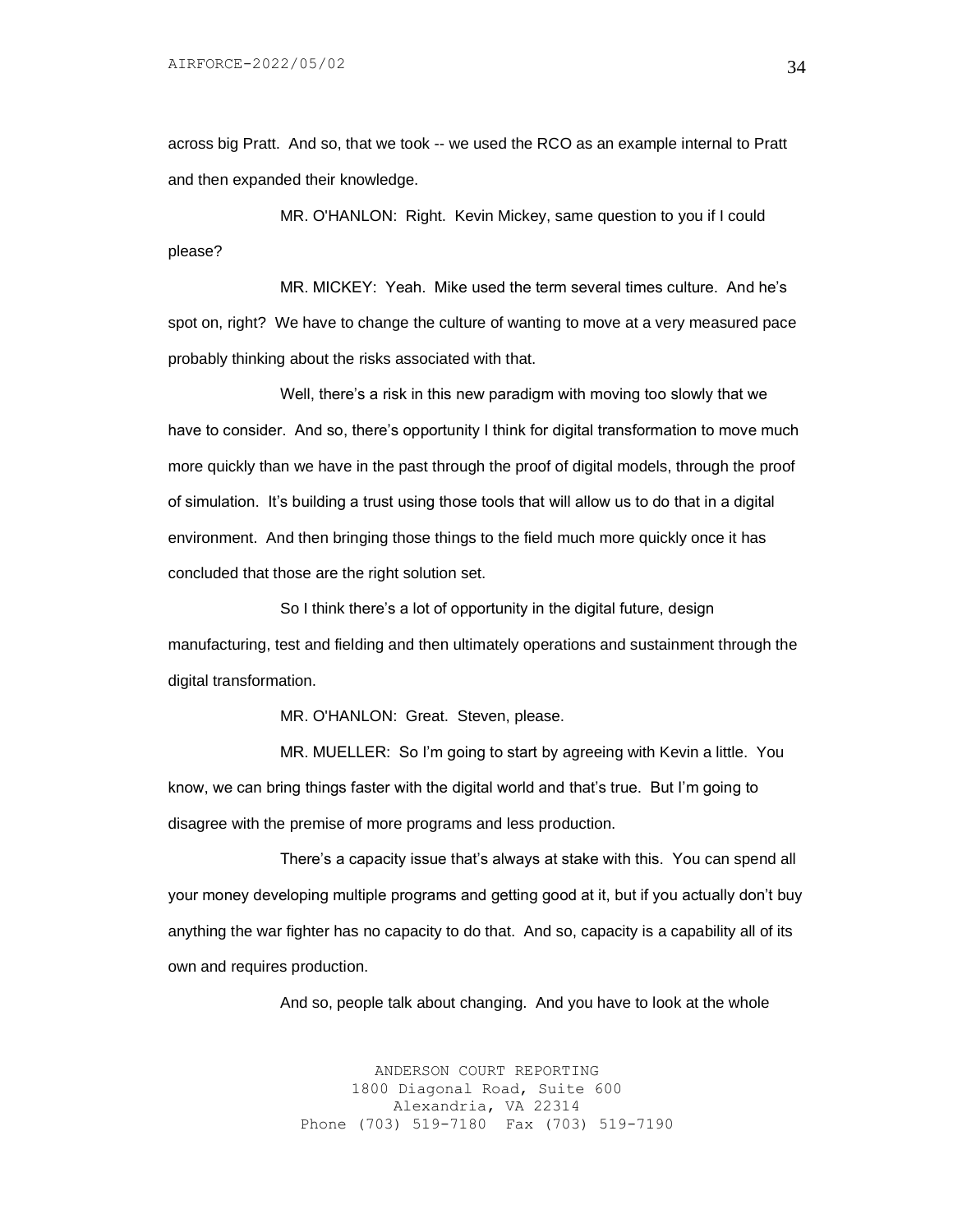across big Pratt. And so, that we took -- we used the RCO as an example internal to Pratt and then expanded their knowledge.

MR. O'HANLON: Right. Kevin Mickey, same question to you if I could please?

MR. MICKEY: Yeah. Mike used the term several times culture. And he's spot on, right? We have to change the culture of wanting to move at a very measured pace probably thinking about the risks associated with that.

Well, there's a risk in this new paradigm with moving too slowly that we have to consider. And so, there's opportunity I think for digital transformation to move much more quickly than we have in the past through the proof of digital models, through the proof of simulation. It's building a trust using those tools that will allow us to do that in a digital environment. And then bringing those things to the field much more quickly once it has concluded that those are the right solution set.

So I think there's a lot of opportunity in the digital future, design manufacturing, test and fielding and then ultimately operations and sustainment through the digital transformation.

MR. O'HANLON: Great. Steven, please.

MR. MUELLER: So I'm going to start by agreeing with Kevin a little. You know, we can bring things faster with the digital world and that's true. But I'm going to disagree with the premise of more programs and less production.

There's a capacity issue that's always at stake with this. You can spend all your money developing multiple programs and getting good at it, but if you actually don't buy anything the war fighter has no capacity to do that. And so, capacity is a capability all of its own and requires production.

And so, people talk about changing. And you have to look at the whole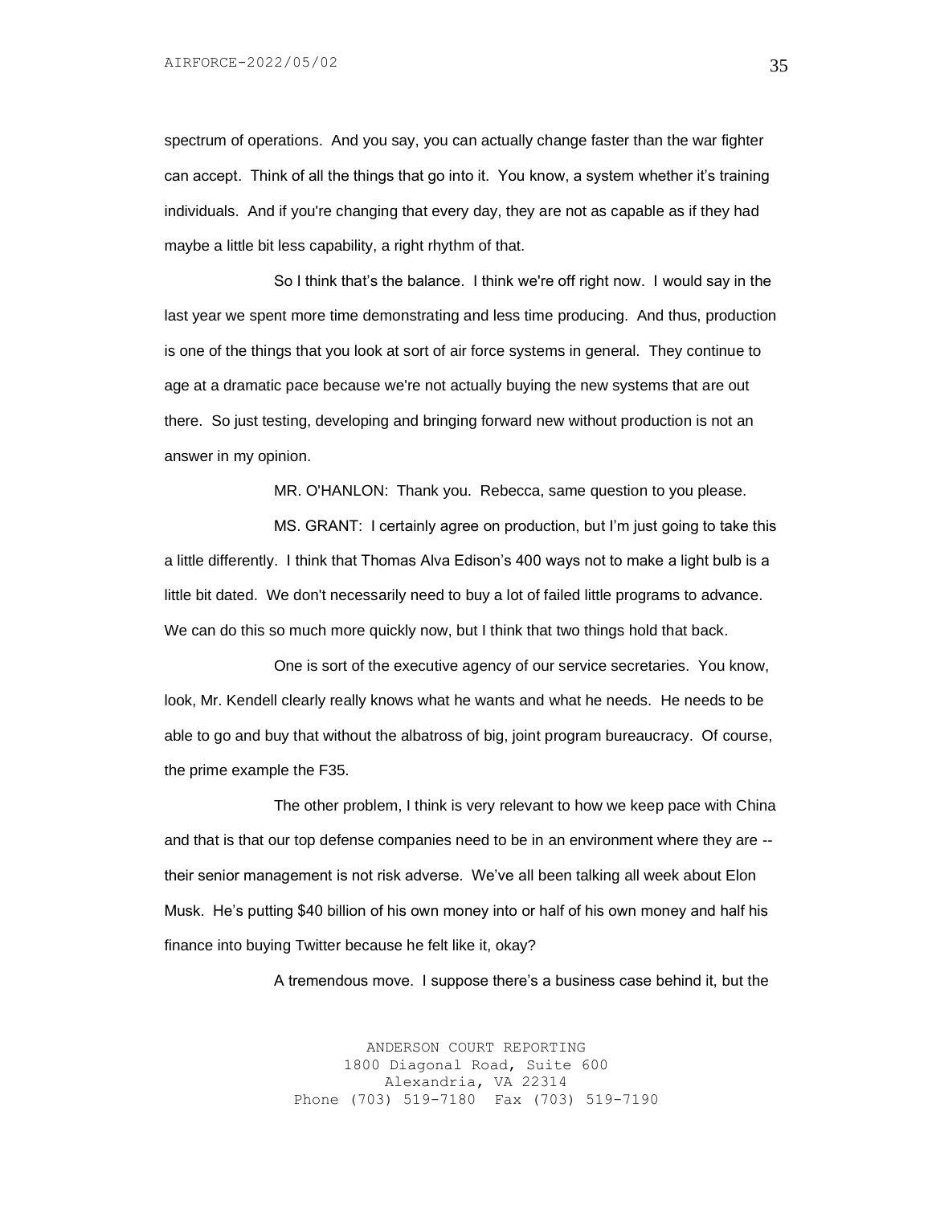spectrum of operations. And you say, you can actually change faster than the war fighter can accept. Think of all the things that go into it. You know, a system whether it's training individuals. And if you're changing that every day, they are not as capable as if they had maybe a little bit less capability, a right rhythm of that.

So I think that's the balance. I think we're off right now. I would say in the last year we spent more time demonstrating and less time producing. And thus, production is one of the things that you look at sort of air force systems in general. They continue to age at a dramatic pace because we're not actually buying the new systems that are out there. So just testing, developing and bringing forward new without production is not an answer in my opinion.

MR. O'HANLON: Thank you. Rebecca, same question to you please.

MS. GRANT: I certainly agree on production, but I'm just going to take this a little differently. I think that Thomas Alva Edison's 400 ways not to make a light bulb is a little bit dated. We don't necessarily need to buy a lot of failed little programs to advance. We can do this so much more quickly now, but I think that two things hold that back.

One is sort of the executive agency of our service secretaries. You know, look, Mr. Kendell clearly really knows what he wants and what he needs. He needs to be able to go and buy that without the albatross of big, joint program bureaucracy. Of course, the prime example the F35.

The other problem, I think is very relevant to how we keep pace with China and that is that our top defense companies need to be in an environment where they are -- their senior management is not risk adverse. We've all been talking all week about Elon Musk. He's putting $40 billion of his own money into or half of his own money and half his finance into buying Twitter because he felt like it, okay?

A tremendous move. I suppose there's a business case behind it, but the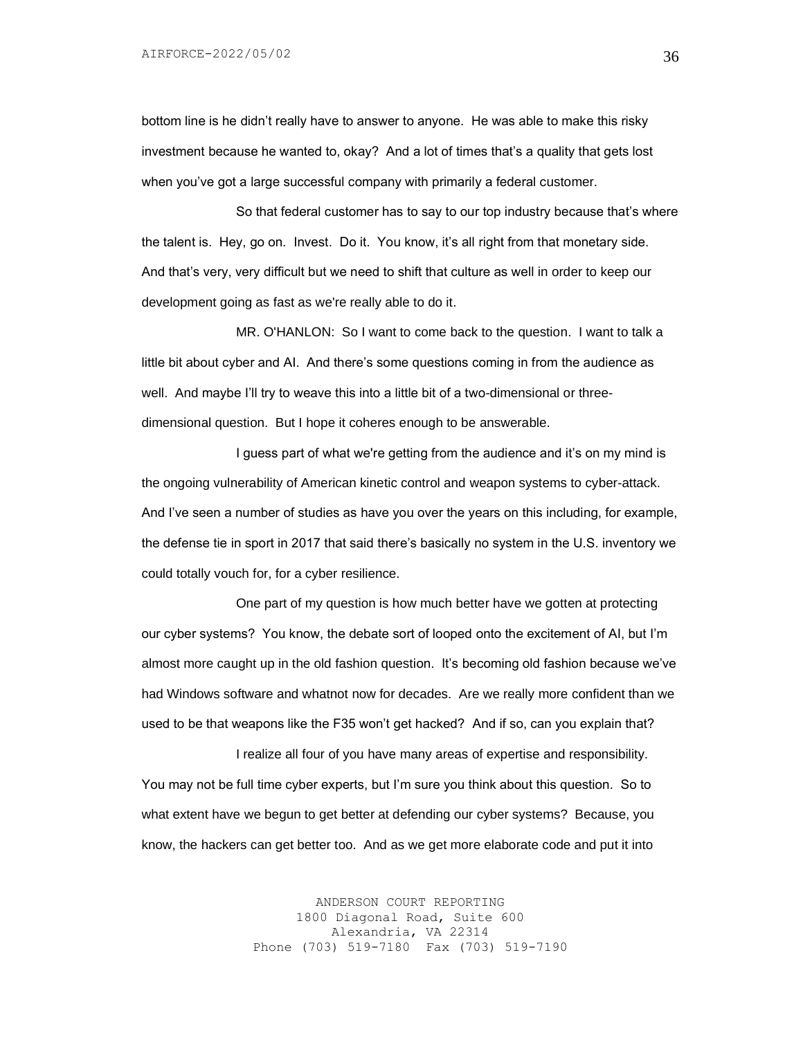bottom line is he didn't really have to answer to anyone. He was able to make this risky investment because he wanted to, okay? And a lot of times that's a quality that gets lost when you've got a large successful company with primarily a federal customer.

So that federal customer has to say to our top industry because that's where the talent is. Hey, go on. Invest. Do it. You know, it's all right from that monetary side. And that's very, very difficult but we need to shift that culture as well in order to keep our development going as fast as we're really able to do it.

MR. O'HANLON: So I want to come back to the question. I want to talk a little bit about cyber and AI. And there's some questions coming in from the audience as well. And maybe I'll try to weave this into a little bit of a two-dimensional or three-dimensional question. But I hope it coheres enough to be answerable.

I guess part of what we're getting from the audience and it's on my mind is the ongoing vulnerability of American kinetic control and weapon systems to cyber-attack. And I've seen a number of studies as have you over the years on this including, for example, the defense tie in sport in 2017 that said there's basically no system in the U.S. inventory we could totally vouch for, for a cyber resilience.

One part of my question is how much better have we gotten at protecting our cyber systems? You know, the debate sort of looped onto the excitement of AI, but I'm almost more caught up in the old fashion question. It's becoming old fashion because we've had Windows software and whatnot now for decades. Are we really more confident than we used to be that weapons like the F35 won't get hacked? And if so, can you explain that?

I realize all four of you have many areas of expertise and responsibility. You may not be full time cyber experts, but I'm sure you think about this question. So to what extent have we begun to get better at defending our cyber systems? Because, you know, the hackers can get better too. And as we get more elaborate code and put it into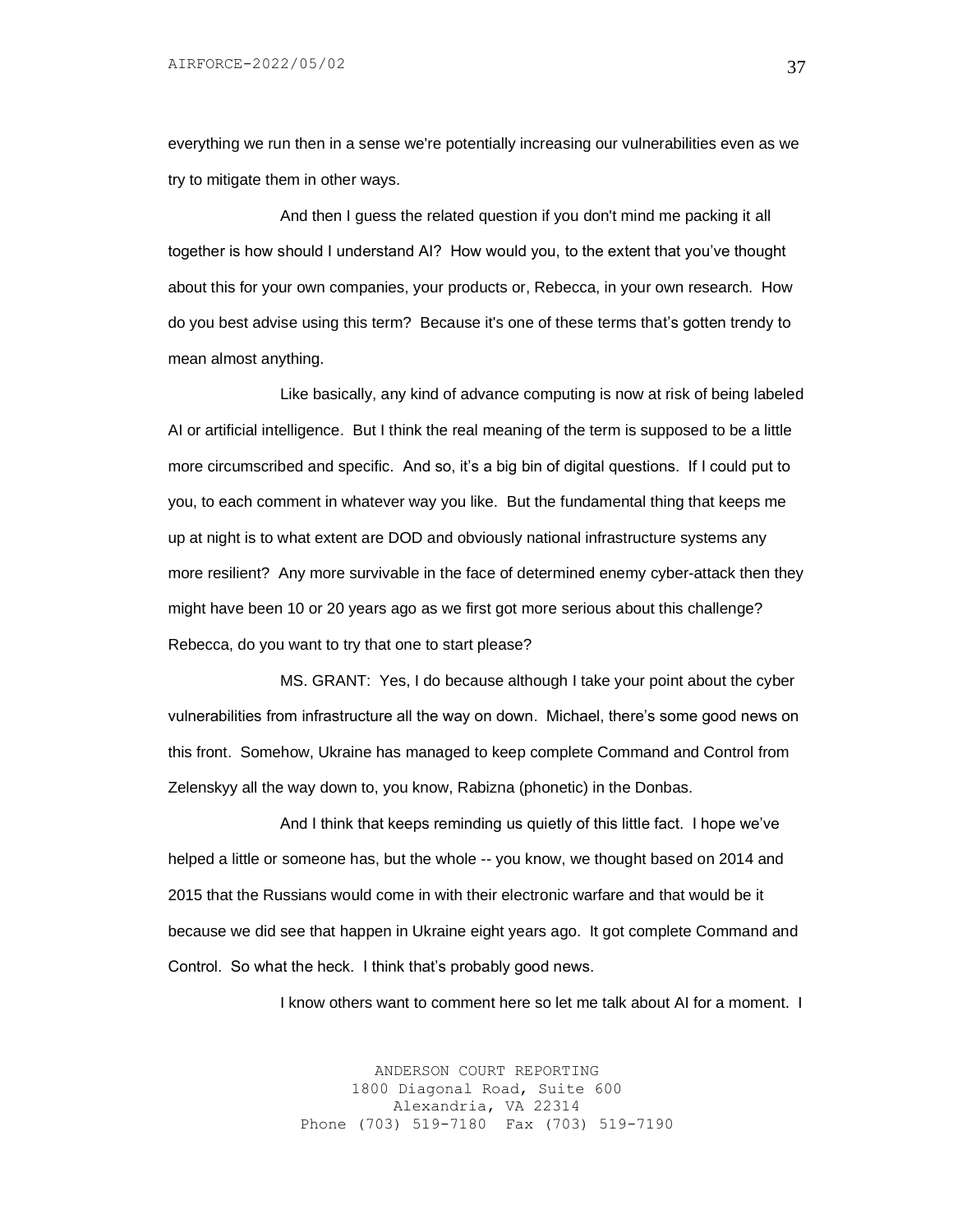everything we run then in a sense we're potentially increasing our vulnerabilities even as we try to mitigate them in other ways.

And then I guess the related question if you don't mind me packing it all together is how should I understand AI? How would you, to the extent that you've thought about this for your own companies, your products or, Rebecca, in your own research. How do you best advise using this term? Because it's one of these terms that's gotten trendy to mean almost anything.

Like basically, any kind of advance computing is now at risk of being labeled AI or artificial intelligence. But I think the real meaning of the term is supposed to be a little more circumscribed and specific. And so, it's a big bin of digital questions. If I could put to you, to each comment in whatever way you like. But the fundamental thing that keeps me up at night is to what extent are DOD and obviously national infrastructure systems any more resilient? Any more survivable in the face of determined enemy cyber-attack then they might have been 10 or 20 years ago as we first got more serious about this challenge? Rebecca, do you want to try that one to start please?

MS. GRANT: Yes, I do because although I take your point about the cyber vulnerabilities from infrastructure all the way on down. Michael, there's some good news on this front. Somehow, Ukraine has managed to keep complete Command and Control from Zelenskyy all the way down to, you know, Rabizna (phonetic) in the Donbas.

And I think that keeps reminding us quietly of this little fact. I hope we've helped a little or someone has, but the whole -- you know, we thought based on 2014 and 2015 that the Russians would come in with their electronic warfare and that would be it because we did see that happen in Ukraine eight years ago. It got complete Command and Control. So what the heck. I think that's probably good news.

I know others want to comment here so let me talk about AI for a moment. I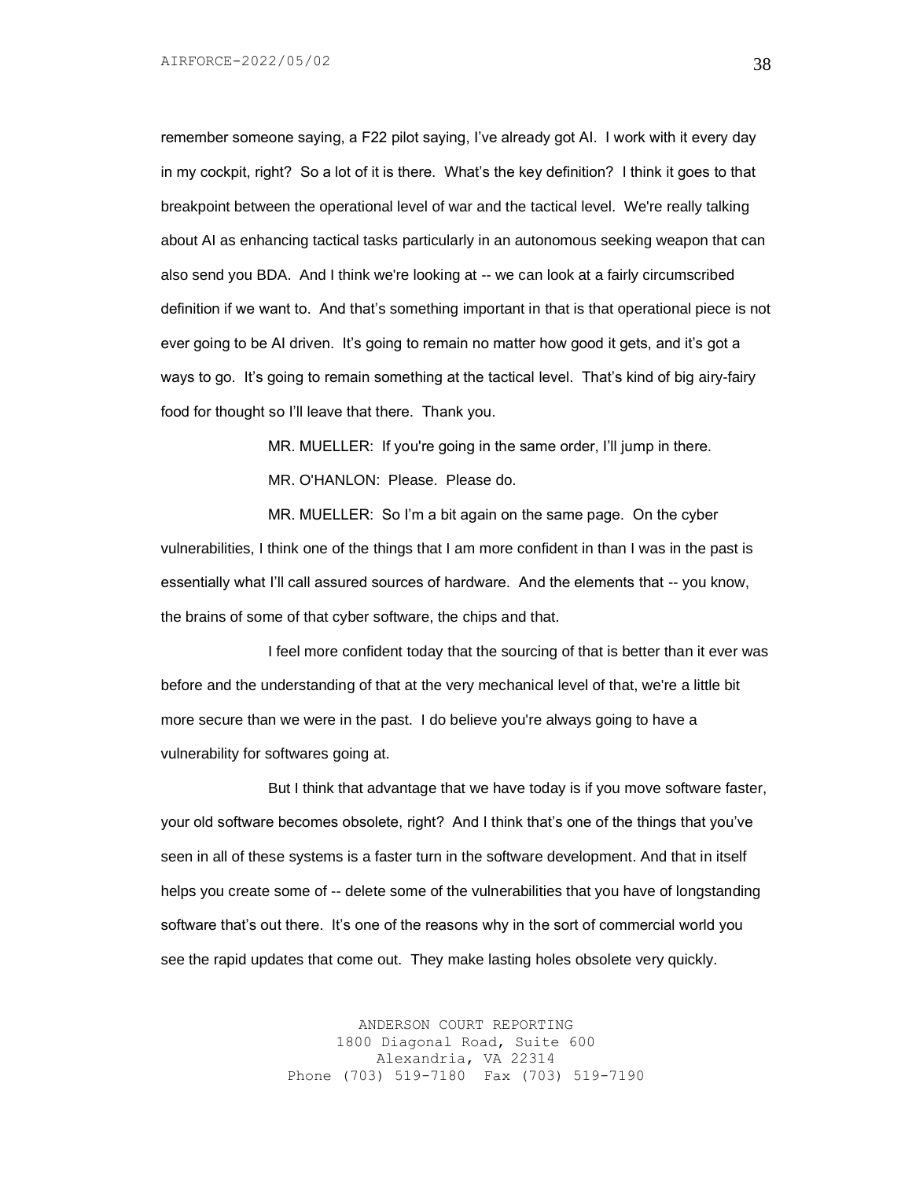remember someone saying, a F22 pilot saying, I've already got AI. I work with it every day in my cockpit, right? So a lot of it is there. What's the key definition? I think it goes to that breakpoint between the operational level of war and the tactical level. We're really talking about AI as enhancing tactical tasks particularly in an autonomous seeking weapon that can also send you BDA. And I think we're looking at -- we can look at a fairly circumscribed definition if we want to. And that's something important in that is that operational piece is not ever going to be AI driven. It's going to remain no matter how good it gets, and it's got a ways to go. It's going to remain something at the tactical level. That's kind of big airy-fairy food for thought so I'll leave that there. Thank you.

MR. MUELLER: If you're going in the same order, I'll jump in there.

MR. O'HANLON: Please. Please do.

MR. MUELLER: So I'm a bit again on the same page. On the cyber vulnerabilities, I think one of the things that I am more confident in than I was in the past is essentially what I'll call assured sources of hardware. And the elements that -- you know, the brains of some of that cyber software, the chips and that.

I feel more confident today that the sourcing of that is better than it ever was before and the understanding of that at the very mechanical level of that, we're a little bit more secure than we were in the past. I do believe you're always going to have a vulnerability for softwares going at.

But I think that advantage that we have today is if you move software faster, your old software becomes obsolete, right? And I think that's one of the things that you've seen in all of these systems is a faster turn in the software development. And that in itself helps you create some of -- delete some of the vulnerabilities that you have of longstanding software that's out there. It's one of the reasons why in the sort of commercial world you see the rapid updates that come out. They make lasting holes obsolete very quickly.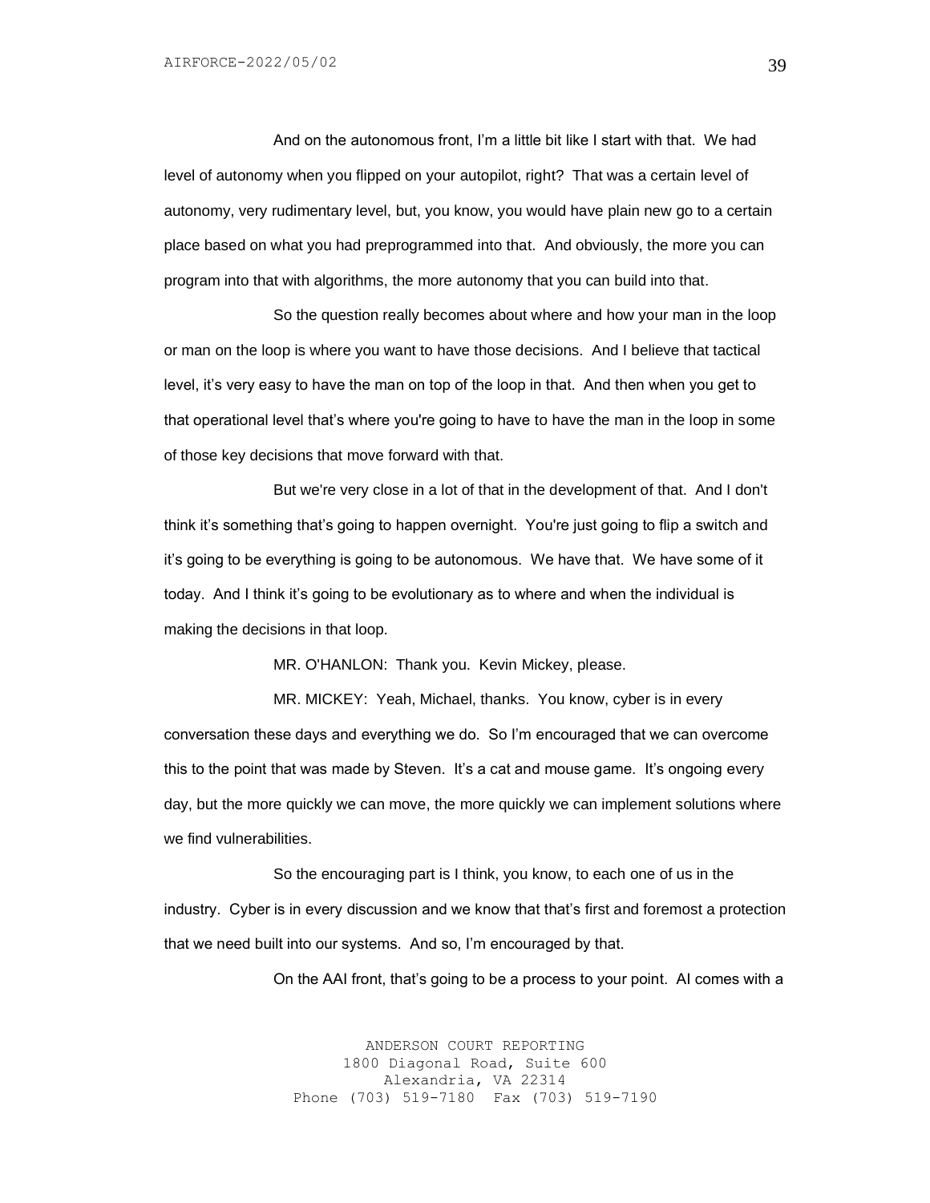And on the autonomous front, I'm a little bit like I start with that. We had level of autonomy when you flipped on your autopilot, right? That was a certain level of autonomy, very rudimentary level, but, you know, you would have plain new go to a certain place based on what you had preprogrammed into that. And obviously, the more you can program into that with algorithms, the more autonomy that you can build into that.

So the question really becomes about where and how your man in the loop or man on the loop is where you want to have those decisions. And I believe that tactical level, it's very easy to have the man on top of the loop in that. And then when you get to that operational level that's where you're going to have to have the man in the loop in some of those key decisions that move forward with that.

But we're very close in a lot of that in the development of that. And I don't think it's something that's going to happen overnight. You're just going to flip a switch and it's going to be everything is going to be autonomous. We have that. We have some of it today. And I think it's going to be evolutionary as to where and when the individual is making the decisions in that loop.

MR. O'HANLON: Thank you. Kevin Mickey, please.

MR. MICKEY: Yeah, Michael, thanks. You know, cyber is in every conversation these days and everything we do. So I'm encouraged that we can overcome this to the point that was made by Steven. It's a cat and mouse game. It's ongoing every day, but the more quickly we can move, the more quickly we can implement solutions where we find vulnerabilities.

So the encouraging part is I think, you know, to each one of us in the industry. Cyber is in every discussion and we know that that's first and foremost a protection that we need built into our systems. And so, I'm encouraged by that.

On the AAI front, that's going to be a process to your point. AI comes with a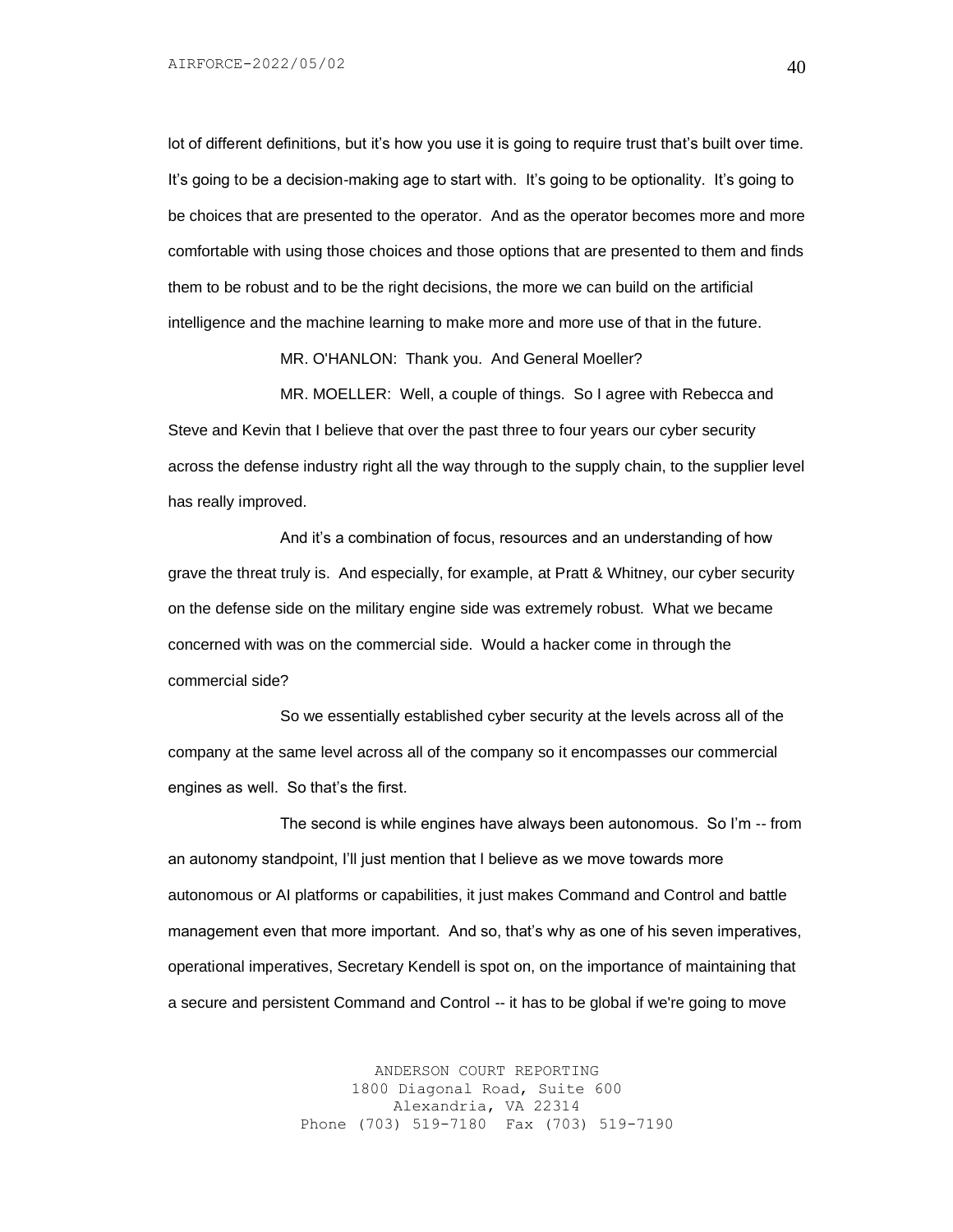lot of different definitions, but it's how you use it is going to require trust that's built over time. It's going to be a decision-making age to start with. It's going to be optionality. It's going to be choices that are presented to the operator. And as the operator becomes more and more comfortable with using those choices and those options that are presented to them and finds them to be robust and to be the right decisions, the more we can build on the artificial intelligence and the machine learning to make more and more use of that in the future.

MR. O'HANLON: Thank you. And General Moeller?

MR. MOELLER: Well, a couple of things. So I agree with Rebecca and Steve and Kevin that I believe that over the past three to four years our cyber security across the defense industry right all the way through to the supply chain, to the supplier level has really improved.

And it's a combination of focus, resources and an understanding of how grave the threat truly is. And especially, for example, at Pratt & Whitney, our cyber security on the defense side on the military engine side was extremely robust. What we became concerned with was on the commercial side. Would a hacker come in through the commercial side?

So we essentially established cyber security at the levels across all of the company at the same level across all of the company so it encompasses our commercial engines as well. So that's the first.

The second is while engines have always been autonomous. So I'm -- from an autonomy standpoint, I'll just mention that I believe as we move towards more autonomous or AI platforms or capabilities, it just makes Command and Control and battle management even that more important. And so, that's why as one of his seven imperatives, operational imperatives, Secretary Kendell is spot on, on the importance of maintaining that a secure and persistent Command and Control -- it has to be global if we're going to move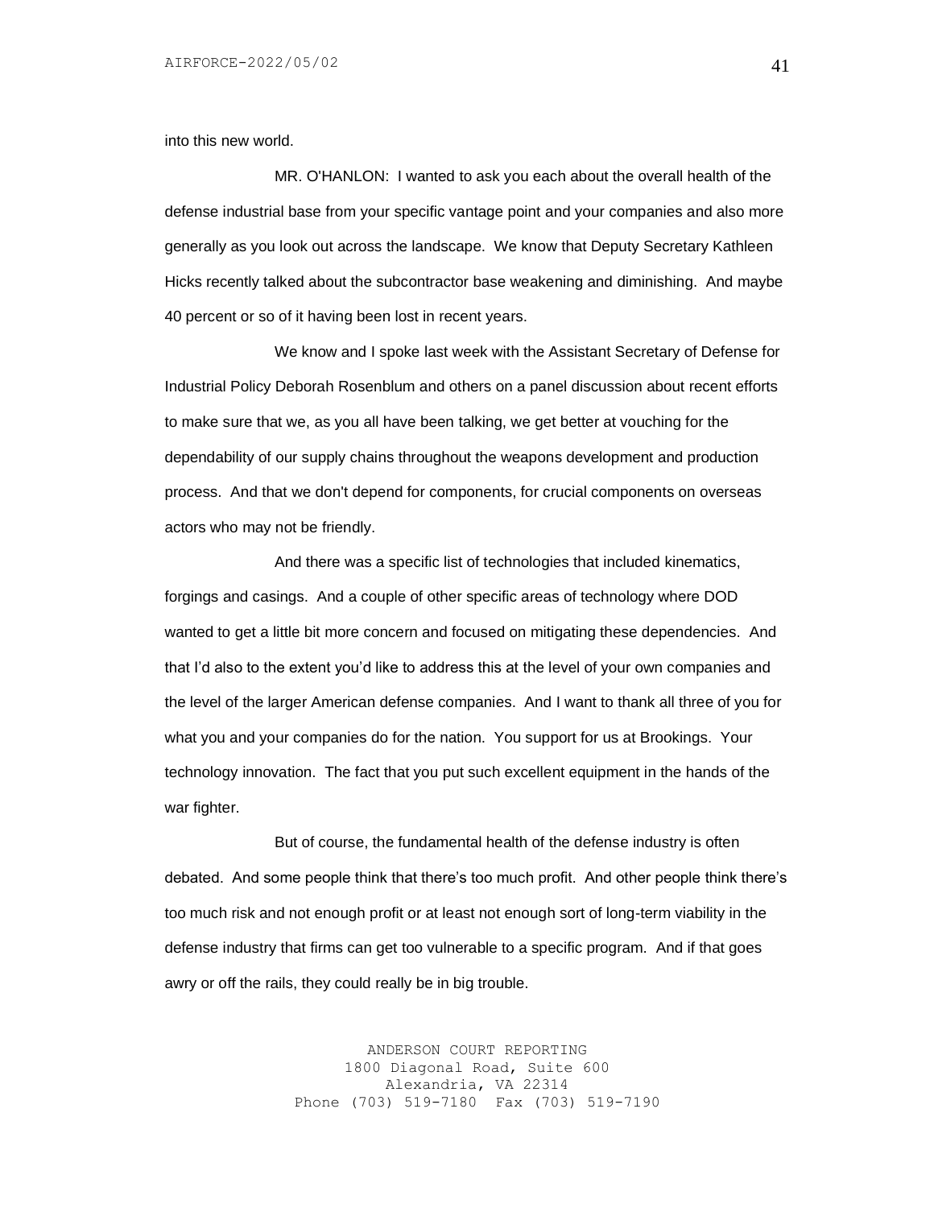into this new world.

MR. O'HANLON: I wanted to ask you each about the overall health of the defense industrial base from your specific vantage point and your companies and also more generally as you look out across the landscape. We know that Deputy Secretary Kathleen Hicks recently talked about the subcontractor base weakening and diminishing. And maybe 40 percent or so of it having been lost in recent years.

We know and I spoke last week with the Assistant Secretary of Defense for Industrial Policy Deborah Rosenblum and others on a panel discussion about recent efforts to make sure that we, as you all have been talking, we get better at vouching for the dependability of our supply chains throughout the weapons development and production process. And that we don't depend for components, for crucial components on overseas actors who may not be friendly.

And there was a specific list of technologies that included kinematics, forgings and casings. And a couple of other specific areas of technology where DOD wanted to get a little bit more concern and focused on mitigating these dependencies. And that I'd also to the extent you'd like to address this at the level of your own companies and the level of the larger American defense companies. And I want to thank all three of you for what you and your companies do for the nation. You support for us at Brookings. Your technology innovation. The fact that you put such excellent equipment in the hands of the war fighter.

But of course, the fundamental health of the defense industry is often debated. And some people think that there's too much profit. And other people think there's too much risk and not enough profit or at least not enough sort of long-term viability in the defense industry that firms can get too vulnerable to a specific program. And if that goes awry or off the rails, they could really be in big trouble.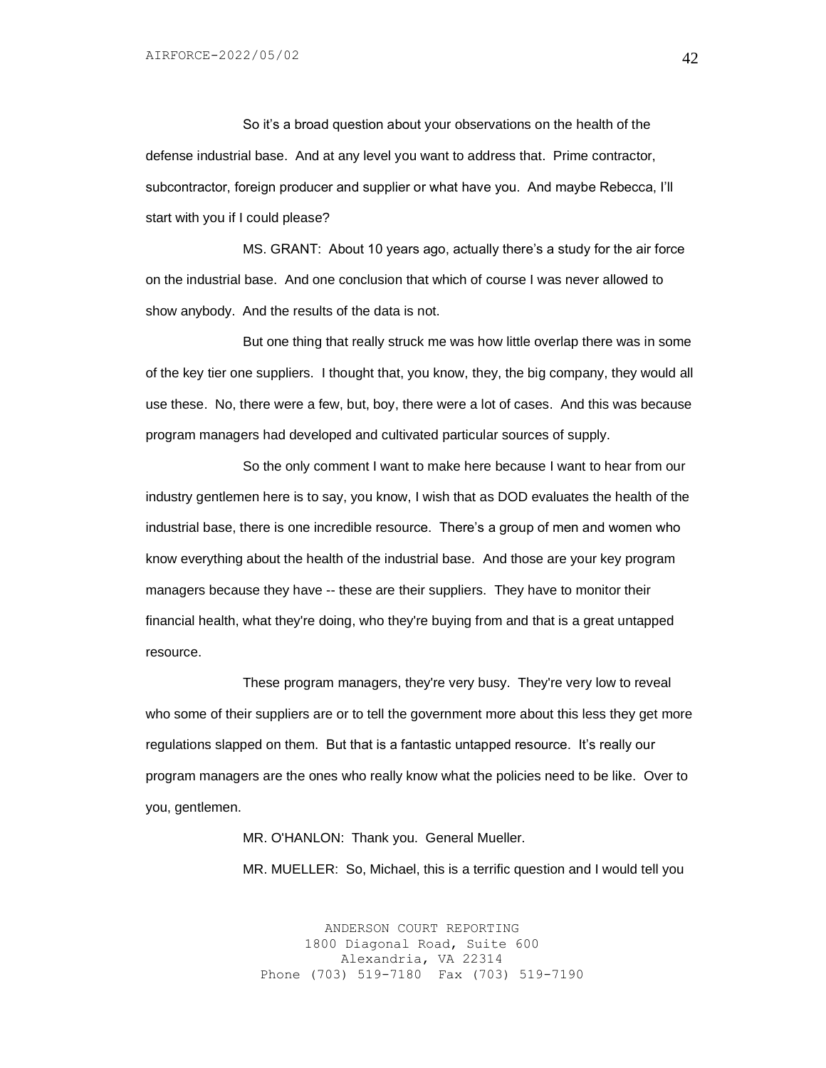So it's a broad question about your observations on the health of the defense industrial base. And at any level you want to address that. Prime contractor, subcontractor, foreign producer and supplier or what have you. And maybe Rebecca, I'll start with you if I could please?

MS. GRANT: About 10 years ago, actually there's a study for the air force on the industrial base. And one conclusion that which of course I was never allowed to show anybody. And the results of the data is not.

But one thing that really struck me was how little overlap there was in some of the key tier one suppliers. I thought that, you know, they, the big company, they would all use these. No, there were a few, but, boy, there were a lot of cases. And this was because program managers had developed and cultivated particular sources of supply.

So the only comment I want to make here because I want to hear from our industry gentlemen here is to say, you know, I wish that as DOD evaluates the health of the industrial base, there is one incredible resource. There's a group of men and women who know everything about the health of the industrial base. And those are your key program managers because they have -- these are their suppliers. They have to monitor their financial health, what they're doing, who they're buying from and that is a great untapped resource.

These program managers, they're very busy. They're very low to reveal who some of their suppliers are or to tell the government more about this less they get more regulations slapped on them. But that is a fantastic untapped resource. It's really our program managers are the ones who really know what the policies need to be like. Over to you, gentlemen.

MR. O'HANLON: Thank you. General Mueller.

MR. MUELLER: So, Michael, this is a terrific question and I would tell you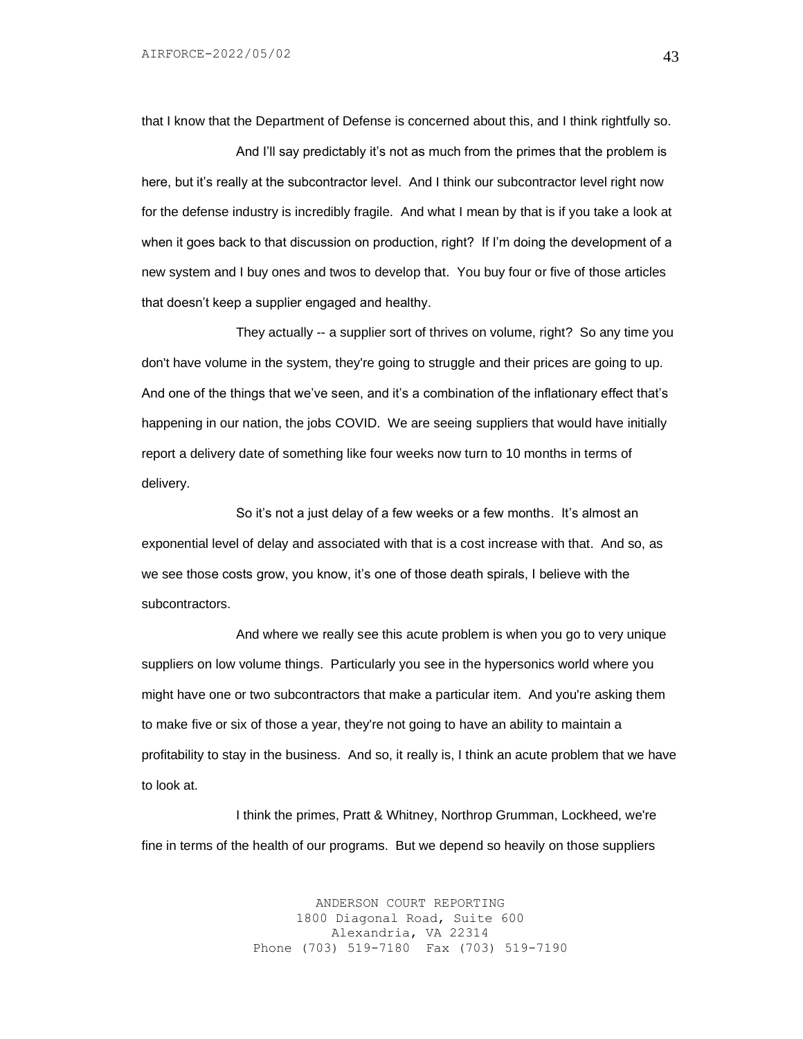that I know that the Department of Defense is concerned about this, and I think rightfully so.

And I'll say predictably it's not as much from the primes that the problem is here, but it's really at the subcontractor level. And I think our subcontractor level right now for the defense industry is incredibly fragile. And what I mean by that is if you take a look at when it goes back to that discussion on production, right? If I'm doing the development of a new system and I buy ones and twos to develop that. You buy four or five of those articles that doesn't keep a supplier engaged and healthy.

They actually -- a supplier sort of thrives on volume, right? So any time you don't have volume in the system, they're going to struggle and their prices are going to up. And one of the things that we've seen, and it's a combination of the inflationary effect that's happening in our nation, the jobs COVID. We are seeing suppliers that would have initially report a delivery date of something like four weeks now turn to 10 months in terms of delivery.

So it's not a just delay of a few weeks or a few months. It's almost an exponential level of delay and associated with that is a cost increase with that. And so, as we see those costs grow, you know, it's one of those death spirals, I believe with the subcontractors.

And where we really see this acute problem is when you go to very unique suppliers on low volume things. Particularly you see in the hypersonics world where you might have one or two subcontractors that make a particular item. And you're asking them to make five or six of those a year, they're not going to have an ability to maintain a profitability to stay in the business. And so, it really is, I think an acute problem that we have to look at.

I think the primes, Pratt & Whitney, Northrop Grumman, Lockheed, we're fine in terms of the health of our programs. But we depend so heavily on those suppliers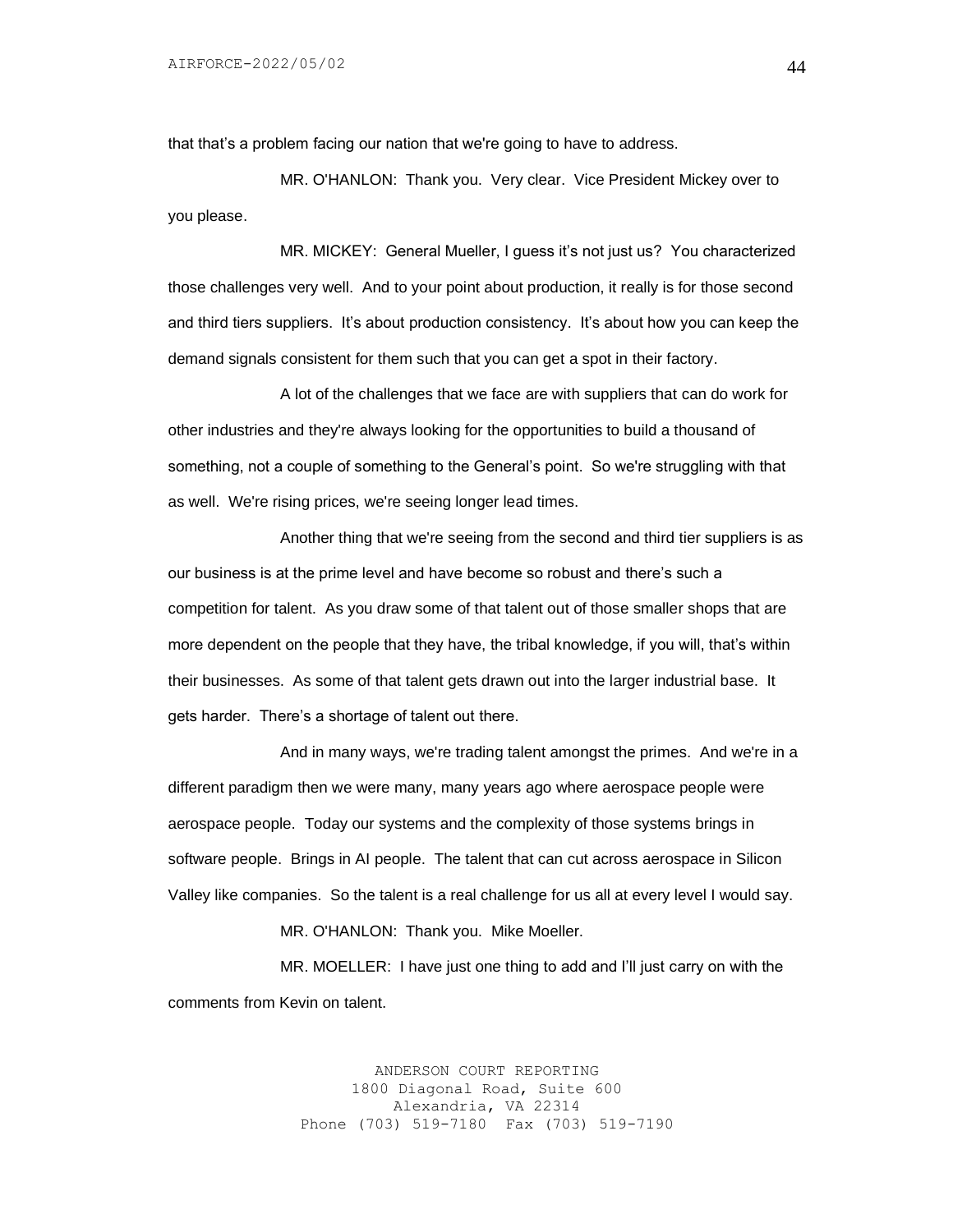that that's a problem facing our nation that we're going to have to address.

MR. O'HANLON: Thank you. Very clear. Vice President Mickey over to you please.

MR. MICKEY: General Mueller, I guess it's not just us? You characterized those challenges very well. And to your point about production, it really is for those second and third tiers suppliers. It's about production consistency. It's about how you can keep the demand signals consistent for them such that you can get a spot in their factory.

A lot of the challenges that we face are with suppliers that can do work for other industries and they're always looking for the opportunities to build a thousand of something, not a couple of something to the General's point. So we're struggling with that as well. We're rising prices, we're seeing longer lead times.

Another thing that we're seeing from the second and third tier suppliers is as our business is at the prime level and have become so robust and there's such a competition for talent. As you draw some of that talent out of those smaller shops that are more dependent on the people that they have, the tribal knowledge, if you will, that's within their businesses. As some of that talent gets drawn out into the larger industrial base. It gets harder. There's a shortage of talent out there.

And in many ways, we're trading talent amongst the primes. And we're in a different paradigm then we were many, many years ago where aerospace people were aerospace people. Today our systems and the complexity of those systems brings in software people. Brings in AI people. The talent that can cut across aerospace in Silicon Valley like companies. So the talent is a real challenge for us all at every level I would say.

MR. O'HANLON: Thank you. Mike Moeller.

MR. MOELLER: I have just one thing to add and I'll just carry on with the comments from Kevin on talent.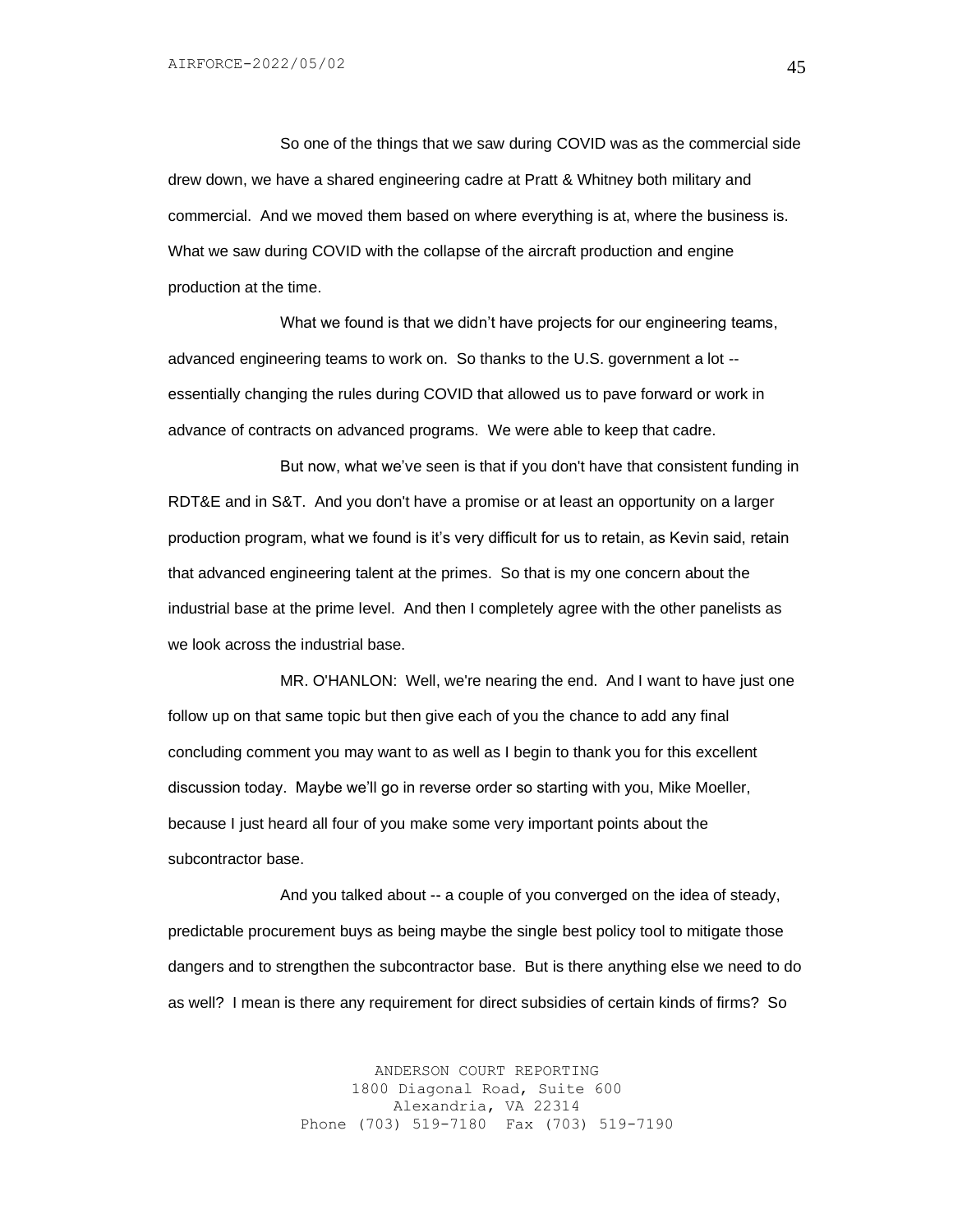So one of the things that we saw during COVID was as the commercial side drew down, we have a shared engineering cadre at Pratt & Whitney both military and commercial. And we moved them based on where everything is at, where the business is. What we saw during COVID with the collapse of the aircraft production and engine production at the time.

What we found is that we didn't have projects for our engineering teams, advanced engineering teams to work on. So thanks to the U.S. government a lot -- essentially changing the rules during COVID that allowed us to pave forward or work in advance of contracts on advanced programs. We were able to keep that cadre.

But now, what we've seen is that if you don't have that consistent funding in RDT&E and in S&T. And you don't have a promise or at least an opportunity on a larger production program, what we found is it's very difficult for us to retain, as Kevin said, retain that advanced engineering talent at the primes. So that is my one concern about the industrial base at the prime level. And then I completely agree with the other panelists as we look across the industrial base.

MR. O'HANLON: Well, we're nearing the end. And I want to have just one follow up on that same topic but then give each of you the chance to add any final concluding comment you may want to as well as I begin to thank you for this excellent discussion today. Maybe we'll go in reverse order so starting with you, Mike Moeller, because I just heard all four of you make some very important points about the subcontractor base.

And you talked about -- a couple of you converged on the idea of steady, predictable procurement buys as being maybe the single best policy tool to mitigate those dangers and to strengthen the subcontractor base. But is there anything else we need to do as well? I mean is there any requirement for direct subsidies of certain kinds of firms? So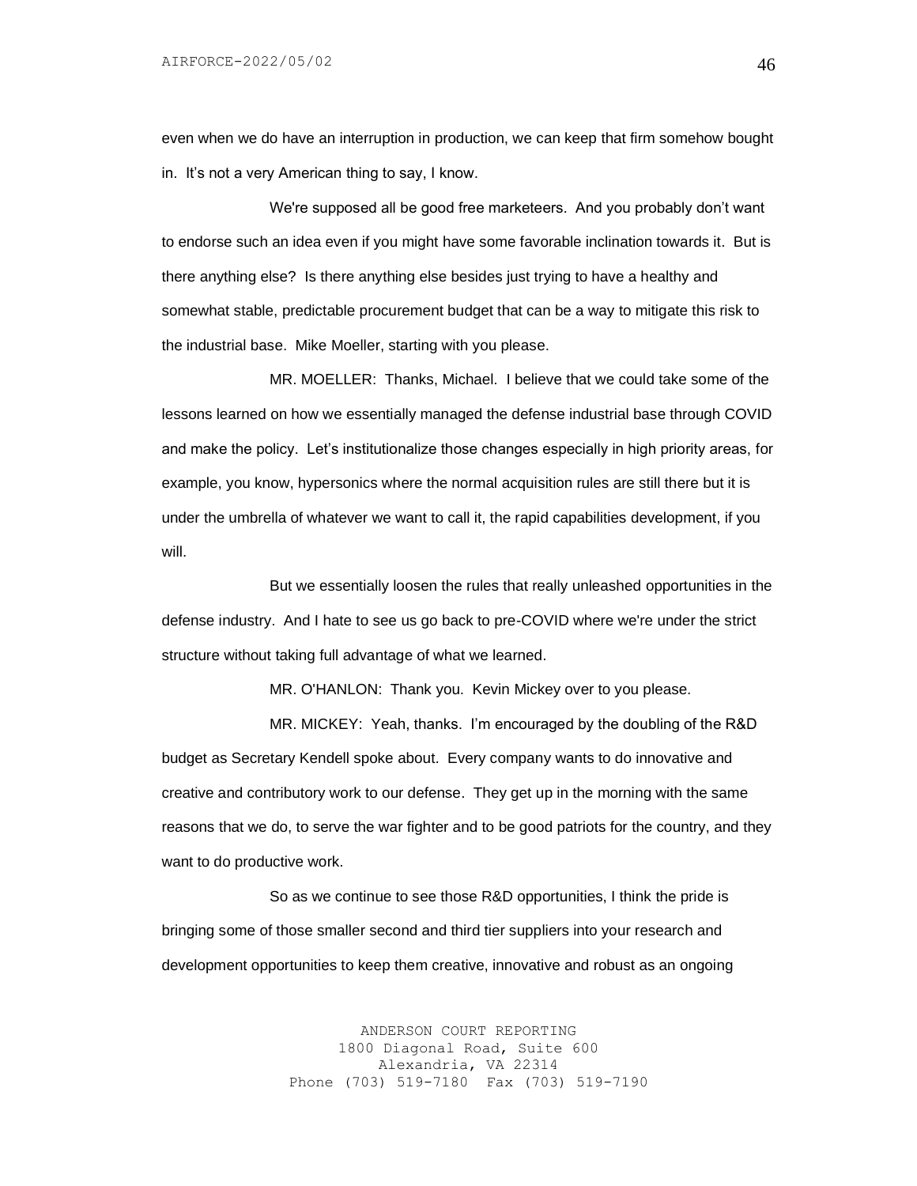even when we do have an interruption in production, we can keep that firm somehow bought in. It's not a very American thing to say, I know.

We're supposed all be good free marketeers. And you probably don't want to endorse such an idea even if you might have some favorable inclination towards it. But is there anything else? Is there anything else besides just trying to have a healthy and somewhat stable, predictable procurement budget that can be a way to mitigate this risk to the industrial base. Mike Moeller, starting with you please.

MR. MOELLER: Thanks, Michael. I believe that we could take some of the lessons learned on how we essentially managed the defense industrial base through COVID and make the policy. Let's institutionalize those changes especially in high priority areas, for example, you know, hypersonics where the normal acquisition rules are still there but it is under the umbrella of whatever we want to call it, the rapid capabilities development, if you will.

But we essentially loosen the rules that really unleashed opportunities in the defense industry. And I hate to see us go back to pre-COVID where we're under the strict structure without taking full advantage of what we learned.

MR. O'HANLON: Thank you. Kevin Mickey over to you please.

MR. MICKEY: Yeah, thanks. I'm encouraged by the doubling of the R&D budget as Secretary Kendell spoke about. Every company wants to do innovative and creative and contributory work to our defense. They get up in the morning with the same reasons that we do, to serve the war fighter and to be good patriots for the country, and they want to do productive work.

So as we continue to see those R&D opportunities, I think the pride is bringing some of those smaller second and third tier suppliers into your research and development opportunities to keep them creative, innovative and robust as an ongoing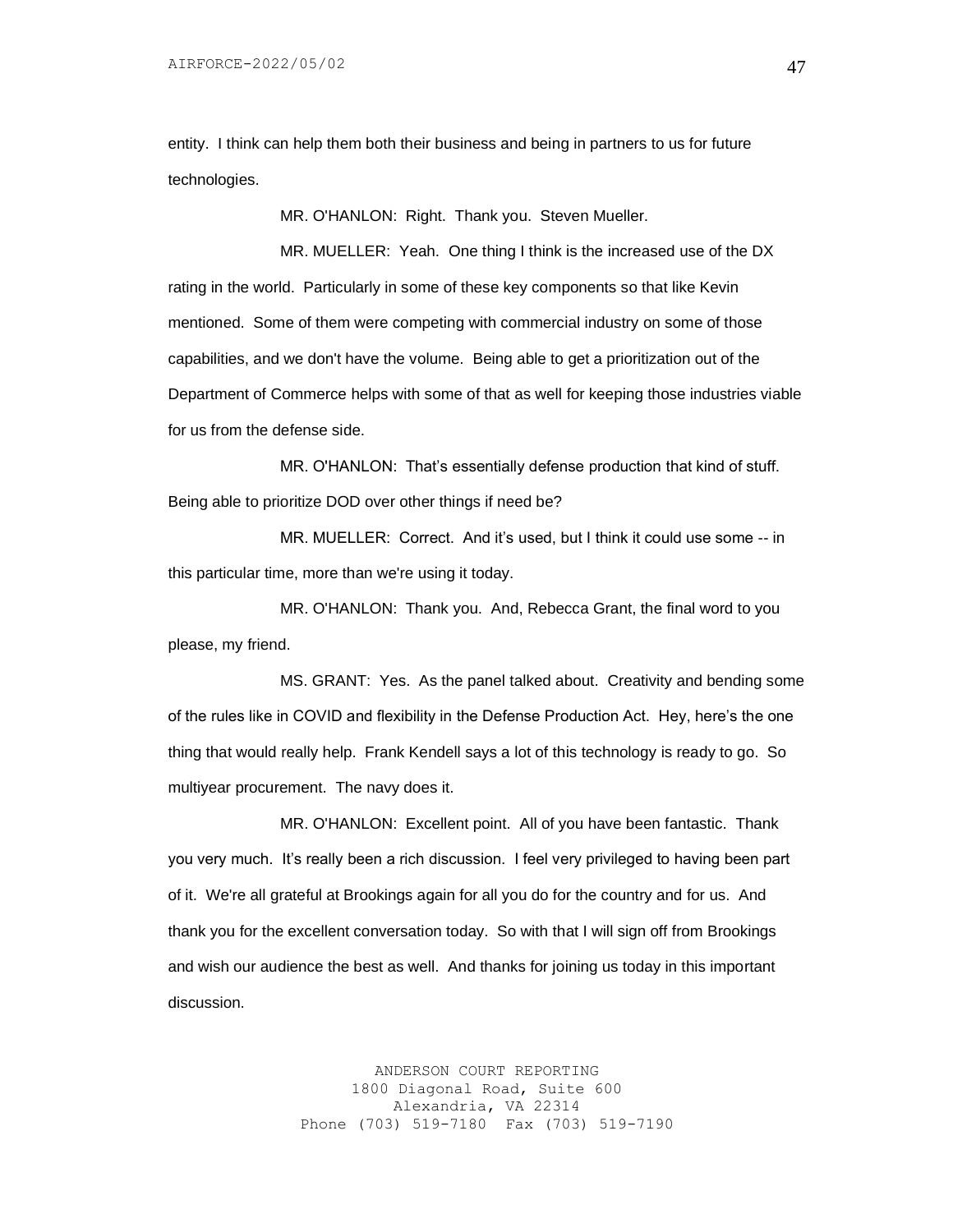entity. I think can help them both their business and being in partners to us for future technologies.

MR. O'HANLON: Right. Thank you. Steven Mueller.

MR. MUELLER: Yeah. One thing I think is the increased use of the DX rating in the world. Particularly in some of these key components so that like Kevin mentioned. Some of them were competing with commercial industry on some of those capabilities, and we don't have the volume. Being able to get a prioritization out of the Department of Commerce helps with some of that as well for keeping those industries viable for us from the defense side.

MR. O'HANLON: That's essentially defense production that kind of stuff. Being able to prioritize DOD over other things if need be?

MR. MUELLER: Correct. And it's used, but I think it could use some -- in this particular time, more than we're using it today.

MR. O'HANLON: Thank you. And, Rebecca Grant, the final word to you please, my friend.

MS. GRANT: Yes. As the panel talked about. Creativity and bending some of the rules like in COVID and flexibility in the Defense Production Act. Hey, here's the one thing that would really help. Frank Kendell says a lot of this technology is ready to go. So multiyear procurement. The navy does it.

MR. O'HANLON: Excellent point. All of you have been fantastic. Thank you very much. It's really been a rich discussion. I feel very privileged to having been part of it. We're all grateful at Brookings again for all you do for the country and for us. And thank you for the excellent conversation today. So with that I will sign off from Brookings and wish our audience the best as well. And thanks for joining us today in this important discussion.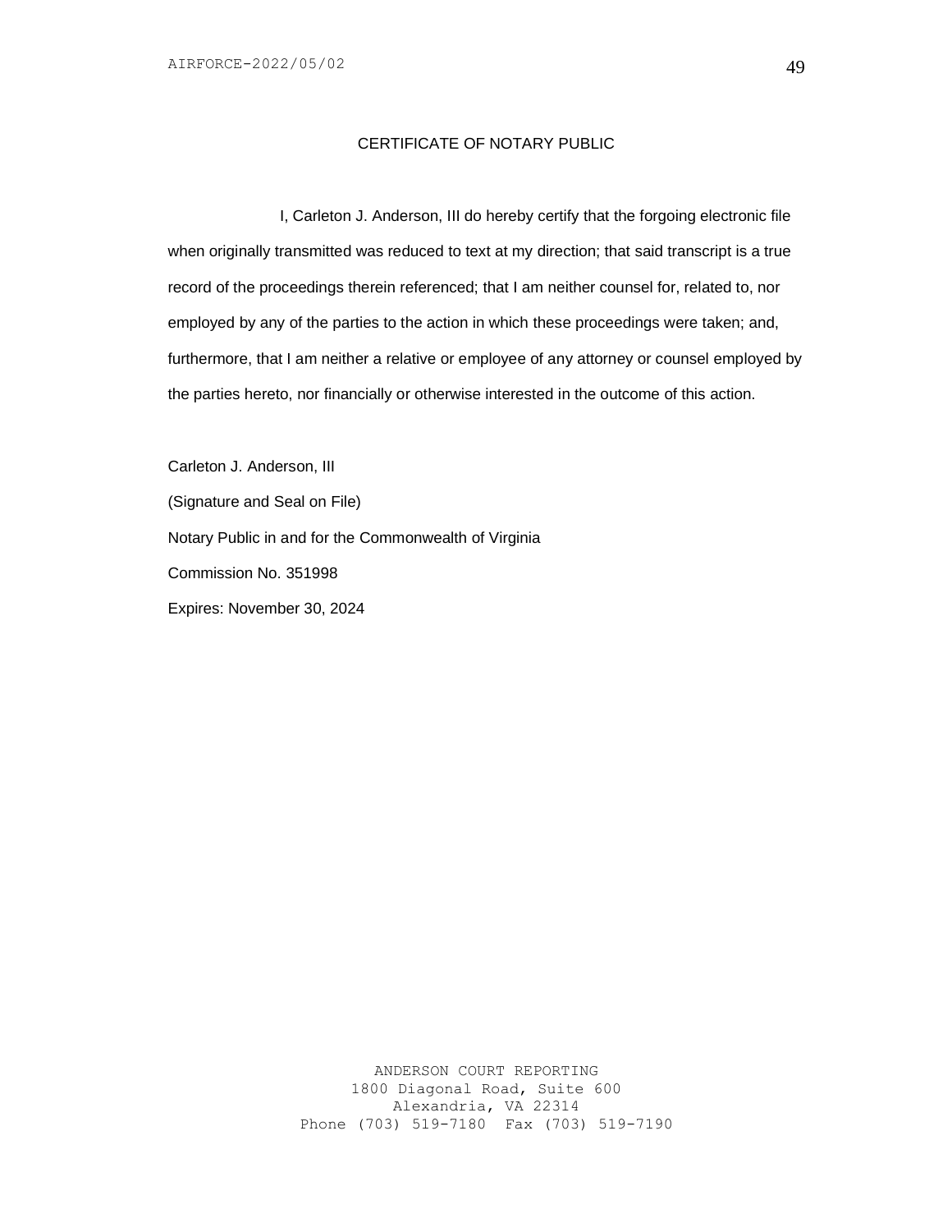## CERTIFICATE OF NOTARY PUBLIC

I, Carleton J. Anderson, III do hereby certify that the forgoing electronic file when originally transmitted was reduced to text at my direction; that said transcript is a true record of the proceedings therein referenced; that I am neither counsel for, related to, nor employed by any of the parties to the action in which these proceedings were taken; and, furthermore, that I am neither a relative or employee of any attorney or counsel employed by the parties hereto, nor financially or otherwise interested in the outcome of this action.

Carleton J. Anderson, III

(Signature and Seal on File)

Notary Public in and for the Commonwealth of Virginia

Commission No. 351998

Expires: November 30, 2024